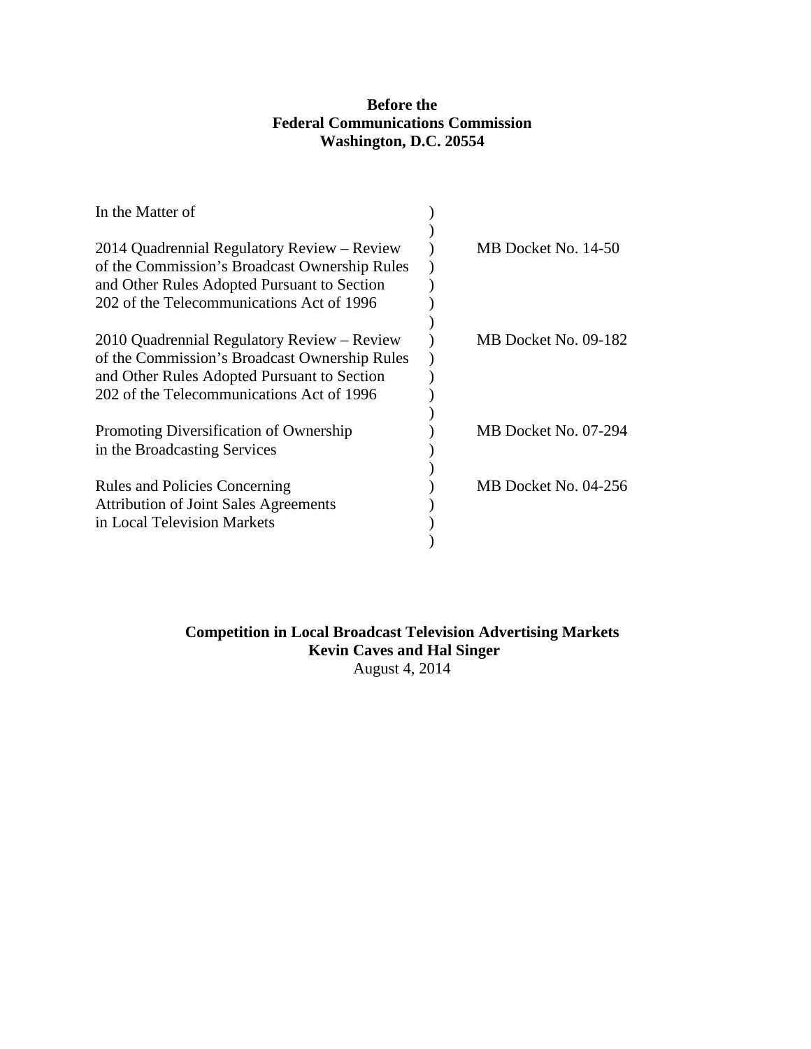**Before the**
**Federal Communications Commission**
**Washington, D.C. 20554**

| | | |
|---|---|---|
| In the Matter of | ) | |
| | ) | |
| 2014 Quadrennial Regulatory Review – Review of the Commission's Broadcast Ownership Rules and Other Rules Adopted Pursuant to Section 202 of the Telecommunications Act of 1996 | ) | MB Docket No. 14-50 |
| | ) | |
| 2010 Quadrennial Regulatory Review – Review of the Commission's Broadcast Ownership Rules and Other Rules Adopted Pursuant to Section 202 of the Telecommunications Act of 1996 | ) | MB Docket No. 09-182 |
| | ) | |
| Promoting Diversification of Ownership in the Broadcasting Services | ) | MB Docket No. 07-294 |
| | ) | |
| Rules and Policies Concerning Attribution of Joint Sales Agreements in Local Television Markets | ) | MB Docket No. 04-256 |
| | ) | |

**Competition in Local Broadcast Television Advertising Markets**
**Kevin Caves and Hal Singer**
August 4, 2014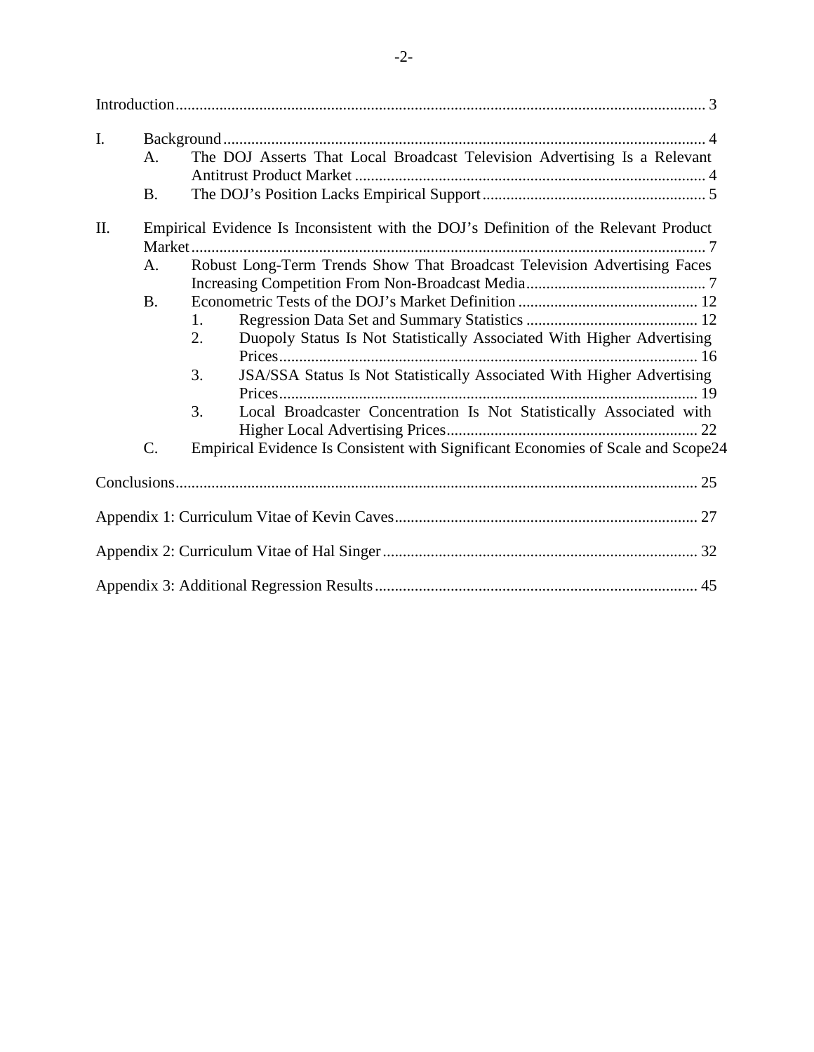Introduction .................................................................................................................... 3

I. Background ........................................................................................................ 4
   - A. The DOJ Asserts That Local Broadcast Television Advertising Is a Relevant Antitrust Product Market ....................................................................................... 4
   - B. The DOJ's Position Lacks Empirical Support ....................................................... 5

II. Empirical Evidence Is Inconsistent with the DOJ's Definition of the Relevant Product Market ................................................................................................................ 7
   - A. Robust Long-Term Trends Show That Broadcast Television Advertising Faces Increasing Competition From Non-Broadcast Media ............................................. 7
   - B. Econometric Tests of the DOJ's Market Definition ............................................. 12
     1. Regression Data Set and Summary Statistics ........................................... 12
     2. Duopoly Status Is Not Statistically Associated With Higher Advertising Prices ........................................................................................................ 16
     3. JSA/SSA Status Is Not Statistically Associated With Higher Advertising Prices ........................................................................................................ 19
     3. Local Broadcaster Concentration Is Not Statistically Associated with Higher Local Advertising Prices .............................................................. 22
   - C. Empirical Evidence Is Consistent with Significant Economies of Scale and Scope 24

Conclusions .................................................................................................................. 25

Appendix 1: Curriculum Vitae of Kevin Caves ............................................................................ 27

Appendix 2: Curriculum Vitae of Hal Singer ............................................................................... 32

Appendix 3: Additional Regression Results ................................................................................. 45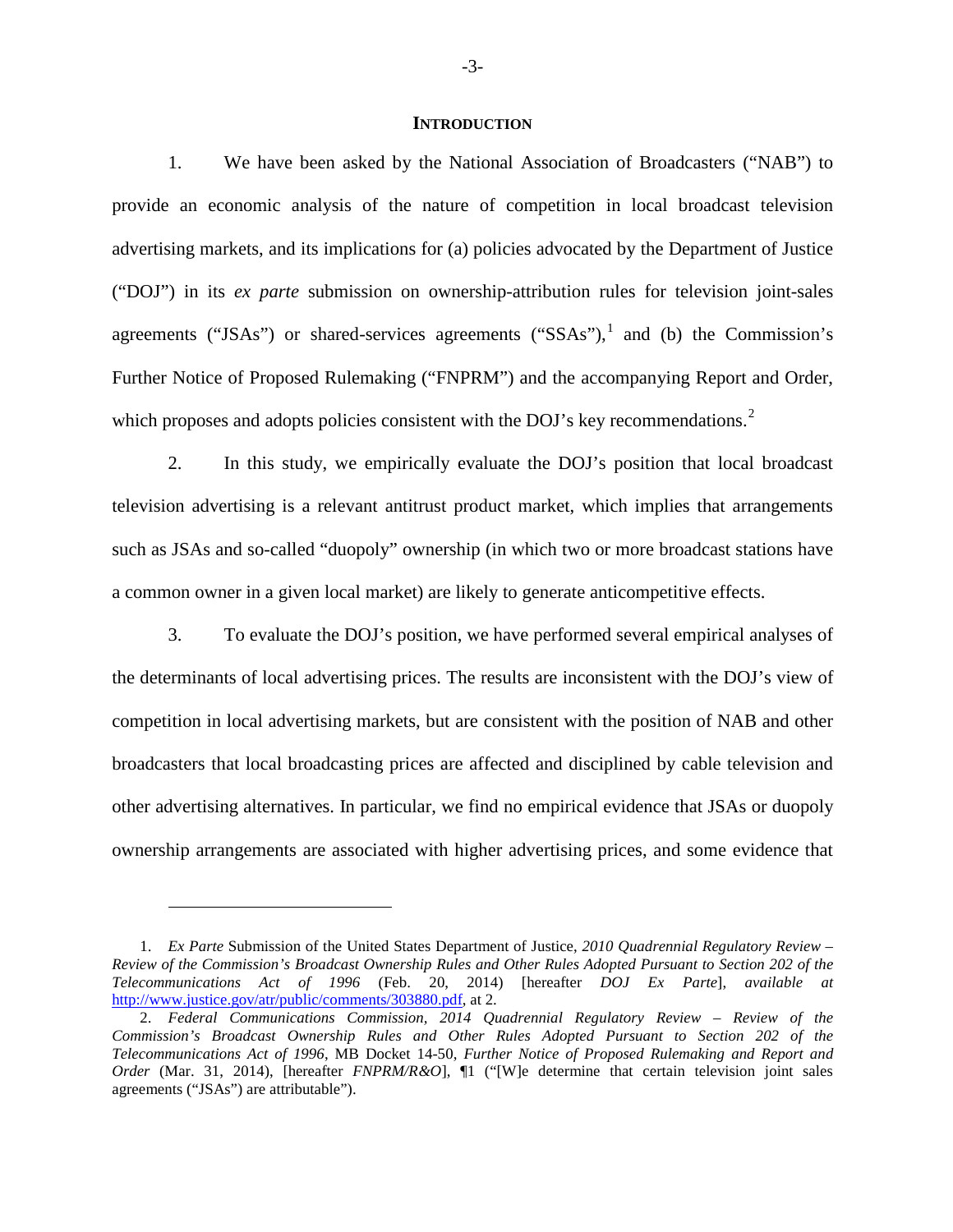## INTRODUCTION

1. We have been asked by the National Association of Broadcasters ("NAB") to provide an economic analysis of the nature of competition in local broadcast television advertising markets, and its implications for (a) policies advocated by the Department of Justice ("DOJ") in its *ex parte* submission on ownership-attribution rules for television joint-sales agreements ("JSAs") or shared-services agreements ("SSAs"),[1] and (b) the Commission's Further Notice of Proposed Rulemaking ("FNPRM") and the accompanying Report and Order, which proposes and adopts policies consistent with the DOJ's key recommendations.[2]

2. In this study, we empirically evaluate the DOJ's position that local broadcast television advertising is a relevant antitrust product market, which implies that arrangements such as JSAs and so-called "duopoly" ownership (in which two or more broadcast stations have a common owner in a given local market) are likely to generate anticompetitive effects.

3. To evaluate the DOJ's position, we have performed several empirical analyses of the determinants of local advertising prices. The results are inconsistent with the DOJ's view of competition in local advertising markets, but are consistent with the position of NAB and other broadcasters that local broadcasting prices are affected and disciplined by cable television and other advertising alternatives. In particular, we find no empirical evidence that JSAs or duopoly ownership arrangements are associated with higher advertising prices, and some evidence that

---

1. *Ex Parte* Submission of the United States Department of Justice, *2010 Quadrennial Regulatory Review – Review of the Commission's Broadcast Ownership Rules and Other Rules Adopted Pursuant to Section 202 of the Telecommunications Act of 1996* (Feb. 20, 2014) [hereafter *DOJ Ex Parte*], *available at* http://www.justice.gov/atr/public/comments/303880.pdf, at 2.

2. *Federal Communications Commission, 2014 Quadrennial Regulatory Review – Review of the Commission's Broadcast Ownership Rules and Other Rules Adopted Pursuant to Section 202 of the Telecommunications Act of 1996*, MB Docket 14-50, *Further Notice of Proposed Rulemaking and Report and Order* (Mar. 31, 2014), [hereafter *FNPRM/R&O*], ¶1 ("[W]e determine that certain television joint sales agreements ("JSAs") are attributable").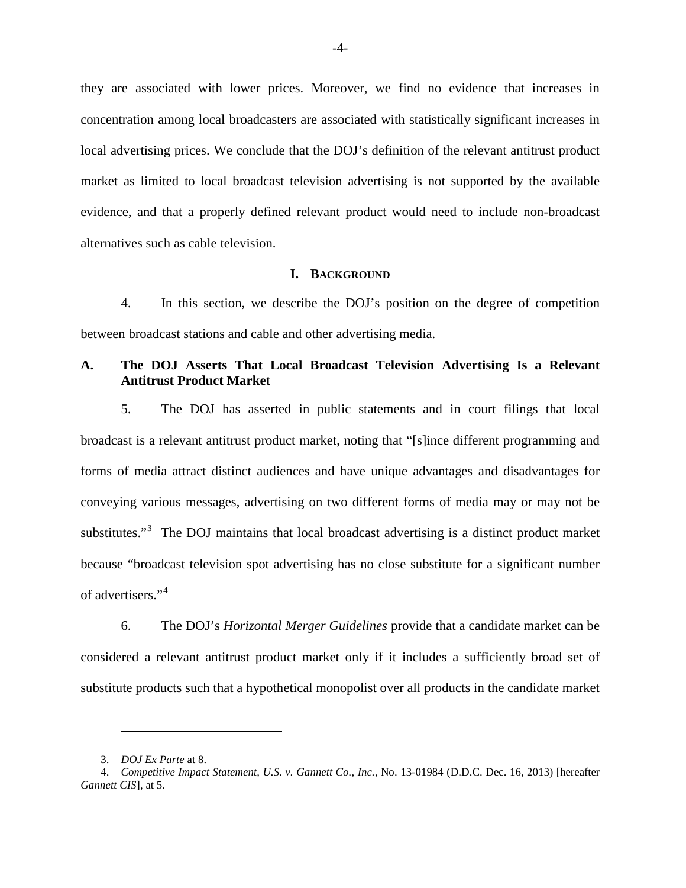they are associated with lower prices. Moreover, we find no evidence that increases in concentration among local broadcasters are associated with statistically significant increases in local advertising prices. We conclude that the DOJ's definition of the relevant antitrust product market as limited to local broadcast television advertising is not supported by the available evidence, and that a properly defined relevant product would need to include non-broadcast alternatives such as cable television.

## I. BACKGROUND

4. In this section, we describe the DOJ's position on the degree of competition between broadcast stations and cable and other advertising media.

### A. The DOJ Asserts That Local Broadcast Television Advertising Is a Relevant Antitrust Product Market

5. The DOJ has asserted in public statements and in court filings that local broadcast is a relevant antitrust product market, noting that "[s]ince different programming and forms of media attract distinct audiences and have unique advantages and disadvantages for conveying various messages, advertising on two different forms of media may or may not be substitutes."[3] The DOJ maintains that local broadcast advertising is a distinct product market because "broadcast television spot advertising has no close substitute for a significant number of advertisers."[4]

6. The DOJ's *Horizontal Merger Guidelines* provide that a candidate market can be considered a relevant antitrust product market only if it includes a sufficiently broad set of substitute products such that a hypothetical monopolist over all products in the candidate market

---

3. *DOJ Ex Parte* at 8.

4. *Competitive Impact Statement, U.S. v. Gannett Co., Inc.,* No. 13-01984 (D.D.C. Dec. 16, 2013) [hereafter *Gannett CIS*], at 5.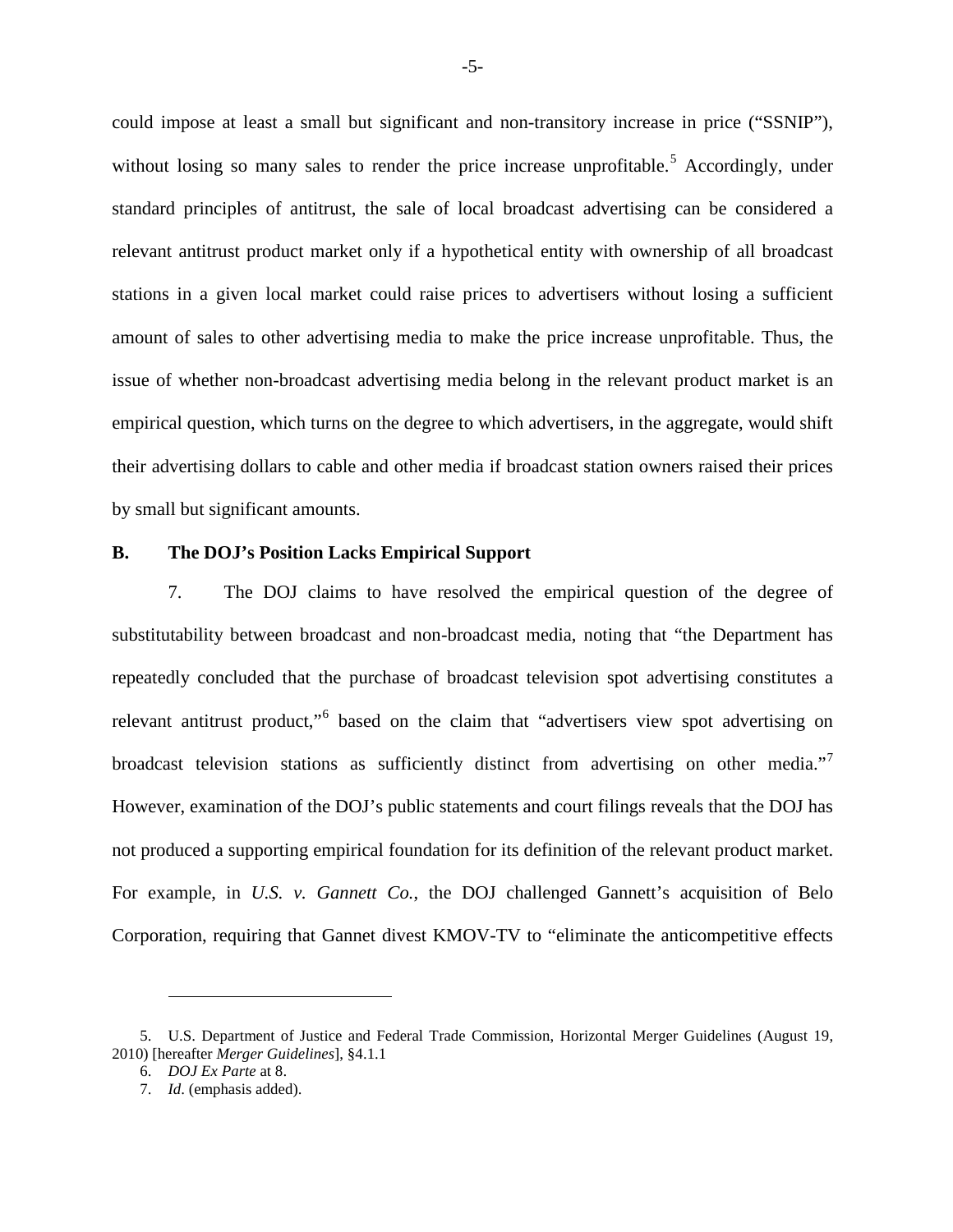could impose at least a small but significant and non-transitory increase in price ("SSNIP"), without losing so many sales to render the price increase unprofitable.[5] Accordingly, under standard principles of antitrust, the sale of local broadcast advertising can be considered a relevant antitrust product market only if a hypothetical entity with ownership of all broadcast stations in a given local market could raise prices to advertisers without losing a sufficient amount of sales to other advertising media to make the price increase unprofitable. Thus, the issue of whether non-broadcast advertising media belong in the relevant product market is an empirical question, which turns on the degree to which advertisers, in the aggregate, would shift their advertising dollars to cable and other media if broadcast station owners raised their prices by small but significant amounts.

### B. The DOJ's Position Lacks Empirical Support

7. The DOJ claims to have resolved the empirical question of the degree of substitutability between broadcast and non-broadcast media, noting that "the Department has repeatedly concluded that the purchase of broadcast television spot advertising constitutes a relevant antitrust product,"[6] based on the claim that "advertisers view spot advertising on broadcast television stations as sufficiently distinct from advertising on other media."[7] However, examination of the DOJ's public statements and court filings reveals that the DOJ has not produced a supporting empirical foundation for its definition of the relevant product market. For example, in *U.S. v. Gannett Co.*, the DOJ challenged Gannett's acquisition of Belo Corporation, requiring that Gannet divest KMOV-TV to "eliminate the anticompetitive effects

---

5. U.S. Department of Justice and Federal Trade Commission, Horizontal Merger Guidelines (August 19, 2010) [hereafter *Merger Guidelines*], §4.1.1

6. *DOJ Ex Parte* at 8.

7. *Id*. (emphasis added).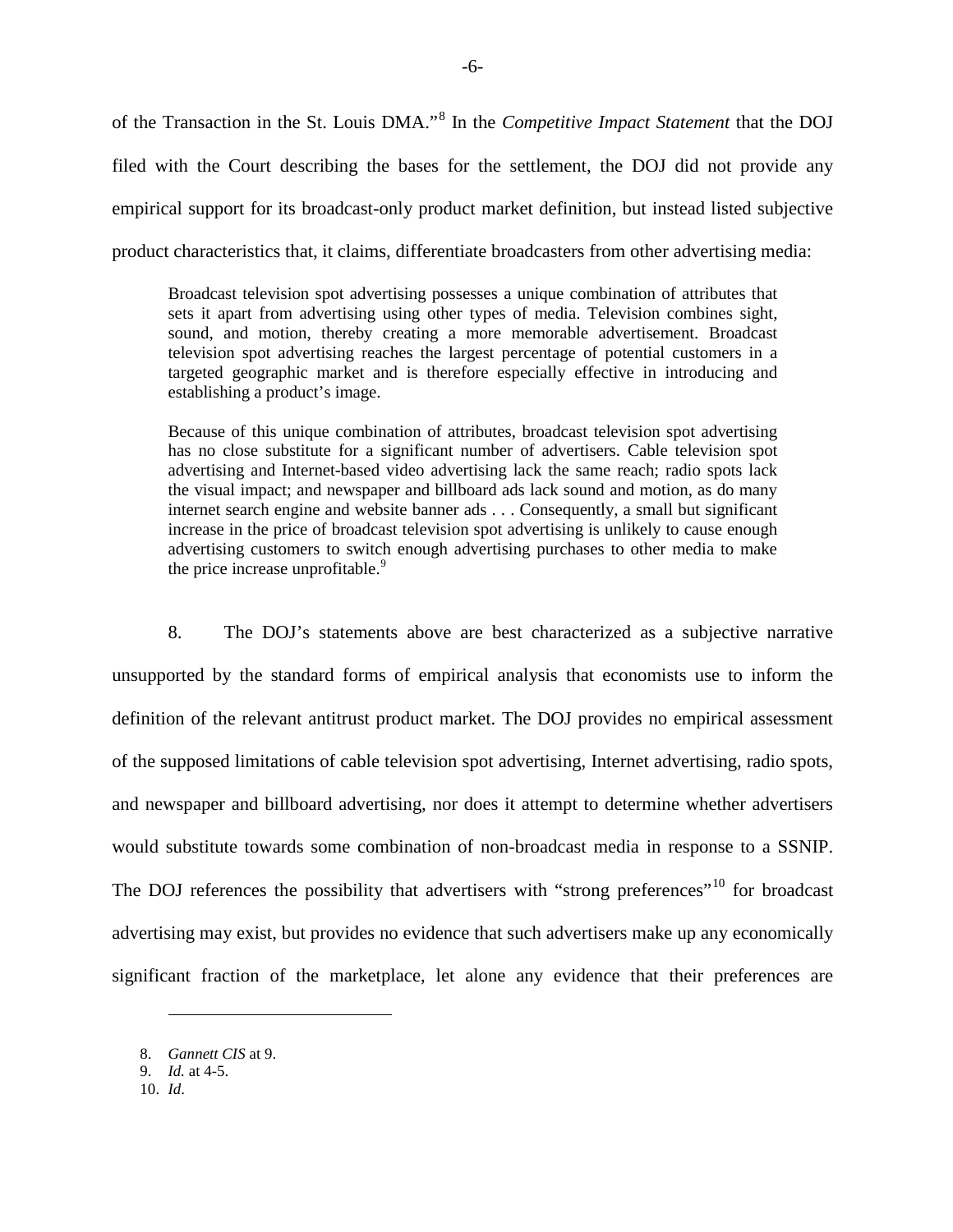of the Transaction in the St. Louis DMA."[8] In the *Competitive Impact Statement* that the DOJ filed with the Court describing the bases for the settlement, the DOJ did not provide any empirical support for its broadcast-only product market definition, but instead listed subjective product characteristics that, it claims, differentiate broadcasters from other advertising media:

> Broadcast television spot advertising possesses a unique combination of attributes that sets it apart from advertising using other types of media. Television combines sight, sound, and motion, thereby creating a more memorable advertisement. Broadcast television spot advertising reaches the largest percentage of potential customers in a targeted geographic market and is therefore especially effective in introducing and establishing a product's image.
>
> Because of this unique combination of attributes, broadcast television spot advertising has no close substitute for a significant number of advertisers. Cable television spot advertising and Internet-based video advertising lack the same reach; radio spots lack the visual impact; and newspaper and billboard ads lack sound and motion, as do many internet search engine and website banner ads . . . Consequently, a small but significant increase in the price of broadcast television spot advertising is unlikely to cause enough advertising customers to switch enough advertising purchases to other media to make the price increase unprofitable.[9]

8. The DOJ's statements above are best characterized as a subjective narrative unsupported by the standard forms of empirical analysis that economists use to inform the definition of the relevant antitrust product market. The DOJ provides no empirical assessment of the supposed limitations of cable television spot advertising, Internet advertising, radio spots, and newspaper and billboard advertising, nor does it attempt to determine whether advertisers would substitute towards some combination of non-broadcast media in response to a SSNIP. The DOJ references the possibility that advertisers with "strong preferences"[10] for broadcast advertising may exist, but provides no evidence that such advertisers make up any economically significant fraction of the marketplace, let alone any evidence that their preferences are

---

8. *Gannett CIS* at 9.
9. *Id.* at 4-5.
10. *Id*.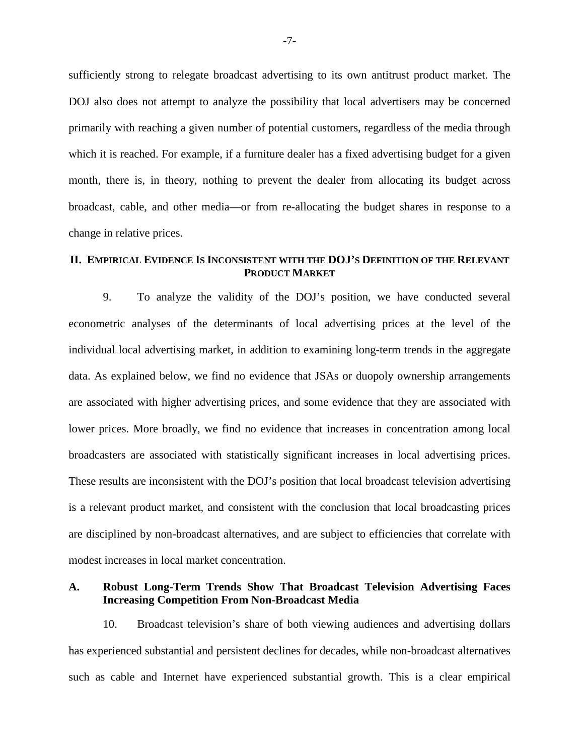sufficiently strong to relegate broadcast advertising to its own antitrust product market. The DOJ also does not attempt to analyze the possibility that local advertisers may be concerned primarily with reaching a given number of potential customers, regardless of the media through which it is reached. For example, if a furniture dealer has a fixed advertising budget for a given month, there is, in theory, nothing to prevent the dealer from allocating its budget across broadcast, cable, and other media—or from re-allocating the budget shares in response to a change in relative prices.

## II. EMPIRICAL EVIDENCE IS INCONSISTENT WITH THE DOJ'S DEFINITION OF THE RELEVANT PRODUCT MARKET

9. To analyze the validity of the DOJ's position, we have conducted several econometric analyses of the determinants of local advertising prices at the level of the individual local advertising market, in addition to examining long-term trends in the aggregate data. As explained below, we find no evidence that JSAs or duopoly ownership arrangements are associated with higher advertising prices, and some evidence that they are associated with lower prices. More broadly, we find no evidence that increases in concentration among local broadcasters are associated with statistically significant increases in local advertising prices. These results are inconsistent with the DOJ's position that local broadcast television advertising is a relevant product market, and consistent with the conclusion that local broadcasting prices are disciplined by non-broadcast alternatives, and are subject to efficiencies that correlate with modest increases in local market concentration.

### A. Robust Long-Term Trends Show That Broadcast Television Advertising Faces Increasing Competition From Non-Broadcast Media

10. Broadcast television's share of both viewing audiences and advertising dollars has experienced substantial and persistent declines for decades, while non-broadcast alternatives such as cable and Internet have experienced substantial growth. This is a clear empirical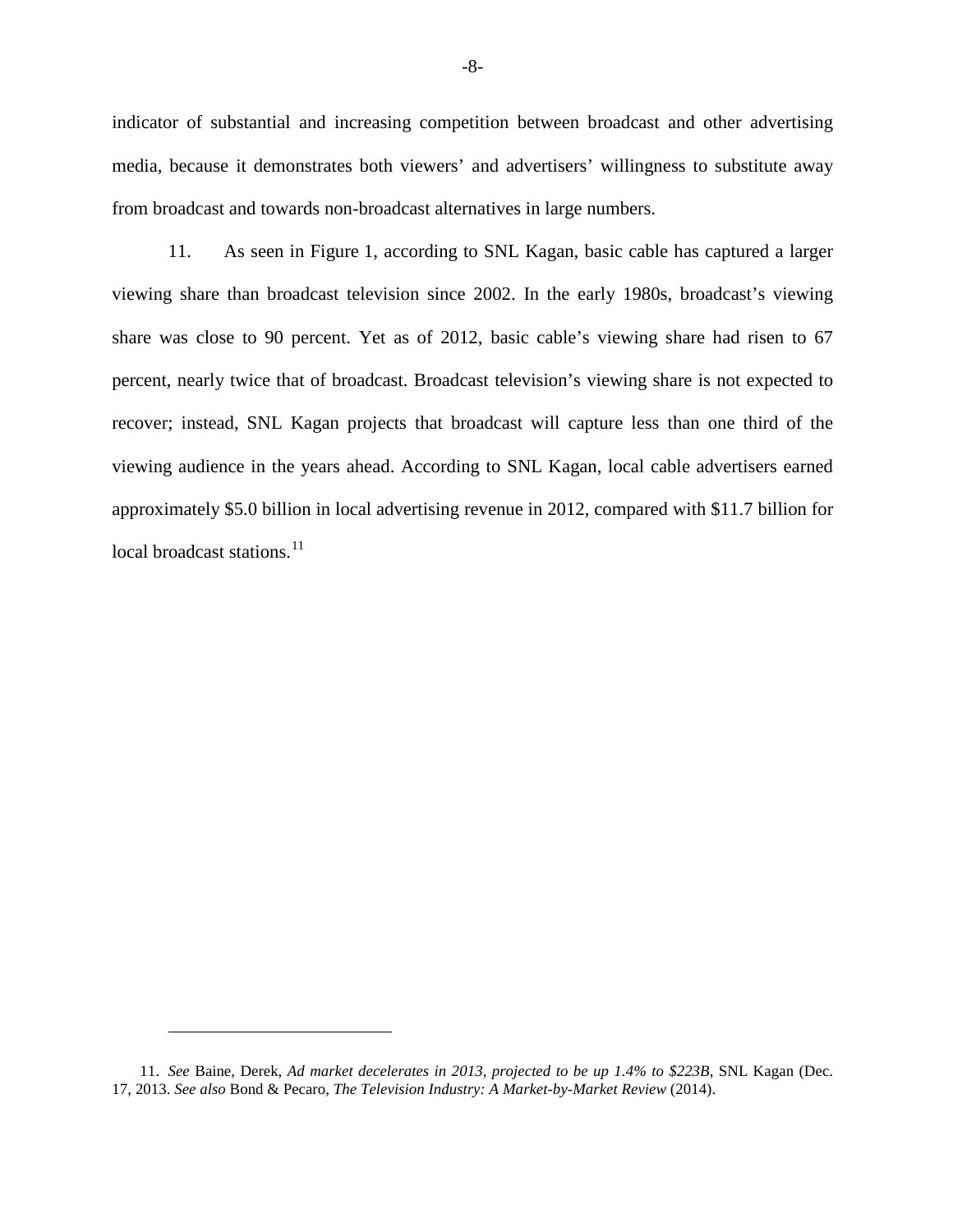indicator of substantial and increasing competition between broadcast and other advertising media, because it demonstrates both viewers' and advertisers' willingness to substitute away from broadcast and towards non-broadcast alternatives in large numbers.

11. As seen in Figure 1, according to SNL Kagan, basic cable has captured a larger viewing share than broadcast television since 2002. In the early 1980s, broadcast's viewing share was close to 90 percent. Yet as of 2012, basic cable's viewing share had risen to 67 percent, nearly twice that of broadcast. Broadcast television's viewing share is not expected to recover; instead, SNL Kagan projects that broadcast will capture less than one third of the viewing audience in the years ahead. According to SNL Kagan, local cable advertisers earned approximately $5.0 billion in local advertising revenue in 2012, compared with $11.7 billion for local broadcast stations.[11]

---

11. *See* Baine, Derek, *Ad market decelerates in 2013, projected to be up 1.4% to $223B*, SNL Kagan (Dec. 17, 2013. *See also* Bond & Pecaro, *The Television Industry: A Market-by-Market Review* (2014).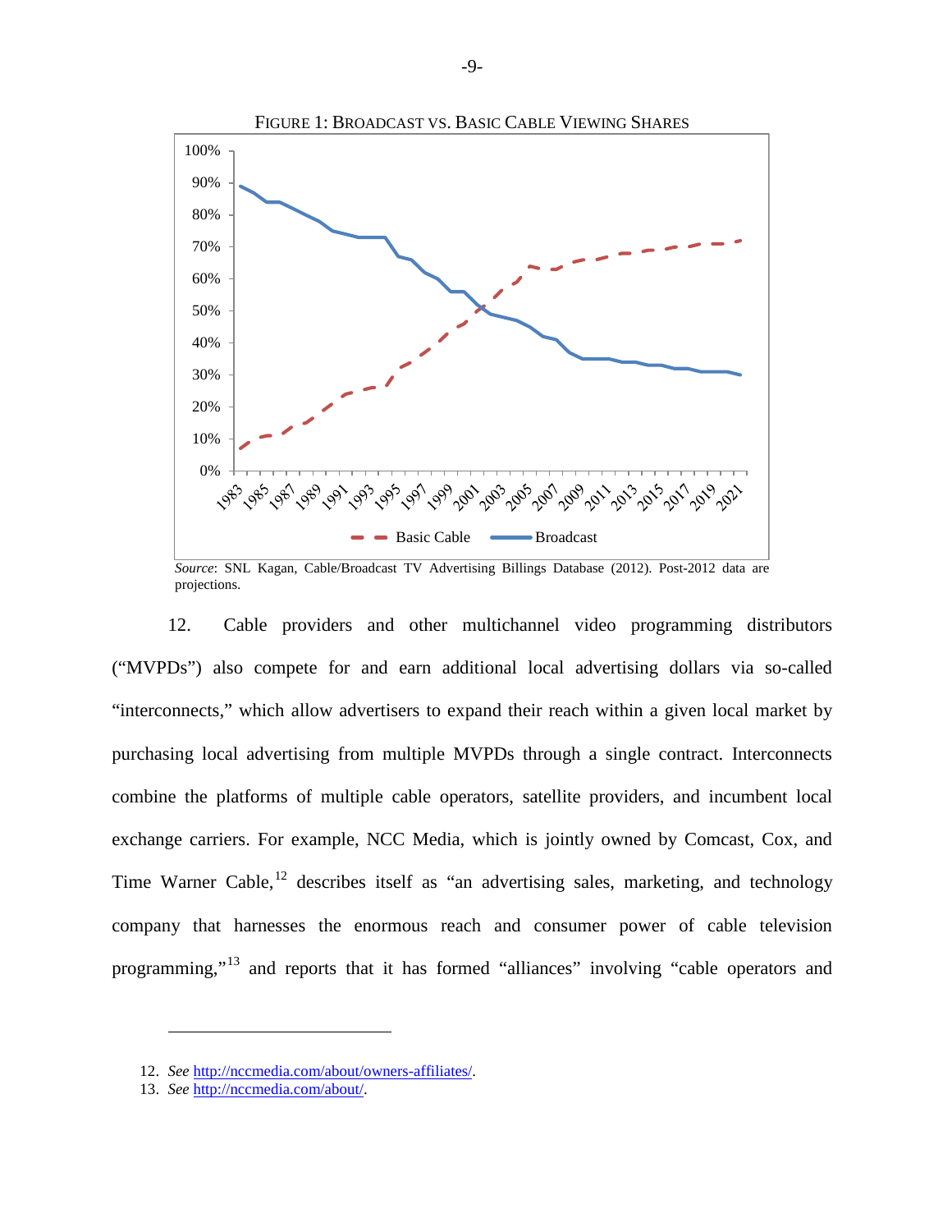FIGURE 1: BROADCAST VS. BASIC CABLE VIEWING SHARES

*Source*: SNL Kagan, Cable/Broadcast TV Advertising Billings Database (2012). Post-2012 data are projections.

12. Cable providers and other multichannel video programming distributors ("MVPDs") also compete for and earn additional local advertising dollars via so-called "interconnects," which allow advertisers to expand their reach within a given local market by purchasing local advertising from multiple MVPDs through a single contract. Interconnects combine the platforms of multiple cable operators, satellite providers, and incumbent local exchange carriers. For example, NCC Media, which is jointly owned by Comcast, Cox, and Time Warner Cable,[12] describes itself as "an advertising sales, marketing, and technology company that harnesses the enormous reach and consumer power of cable television programming,"[13] and reports that it has formed "alliances" involving "cable operators and

---

12. *See* http://nccmedia.com/about/owners-affiliates/.

13. *See* http://nccmedia.com/about/.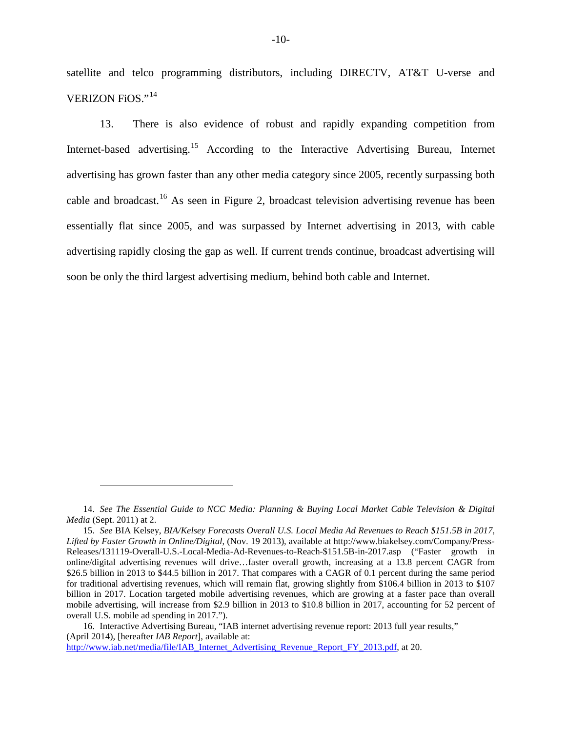satellite and telco programming distributors, including DIRECTV, AT&T U-verse and VERIZON FiOS."[14]

13. There is also evidence of robust and rapidly expanding competition from Internet-based advertising.[15] According to the Interactive Advertising Bureau, Internet advertising has grown faster than any other media category since 2005, recently surpassing both cable and broadcast.[16] As seen in Figure 2, broadcast television advertising revenue has been essentially flat since 2005, and was surpassed by Internet advertising in 2013, with cable advertising rapidly closing the gap as well. If current trends continue, broadcast advertising will soon be only the third largest advertising medium, behind both cable and Internet.

---

14. *See The Essential Guide to NCC Media: Planning & Buying Local Market Cable Television & Digital Media* (Sept. 2011) at 2.

15. *See* BIA Kelsey, *BIA/Kelsey Forecasts Overall U.S. Local Media Ad Revenues to Reach $151.5B in 2017, Lifted by Faster Growth in Online/Digital*, (Nov. 19 2013), available at http://www.biakelsey.com/Company/Press-Releases/131119-Overall-U.S.-Local-Media-Ad-Revenues-to-Reach-$151.5B-in-2017.asp ("Faster growth in online/digital advertising revenues will drive…faster overall growth, increasing at a 13.8 percent CAGR from $26.5 billion in 2013 to $44.5 billion in 2017. That compares with a CAGR of 0.1 percent during the same period for traditional advertising revenues, which will remain flat, growing slightly from $106.4 billion in 2013 to $107 billion in 2017. Location targeted mobile advertising revenues, which are growing at a faster pace than overall mobile advertising, will increase from $2.9 billion in 2013 to $10.8 billion in 2017, accounting for 52 percent of overall U.S. mobile ad spending in 2017.").

16. Interactive Advertising Bureau, "IAB internet advertising revenue report: 2013 full year results," (April 2014), [hereafter *IAB Report*], available at: http://www.iab.net/media/file/IAB_Internet_Advertising_Revenue_Report_FY_2013.pdf, at 20.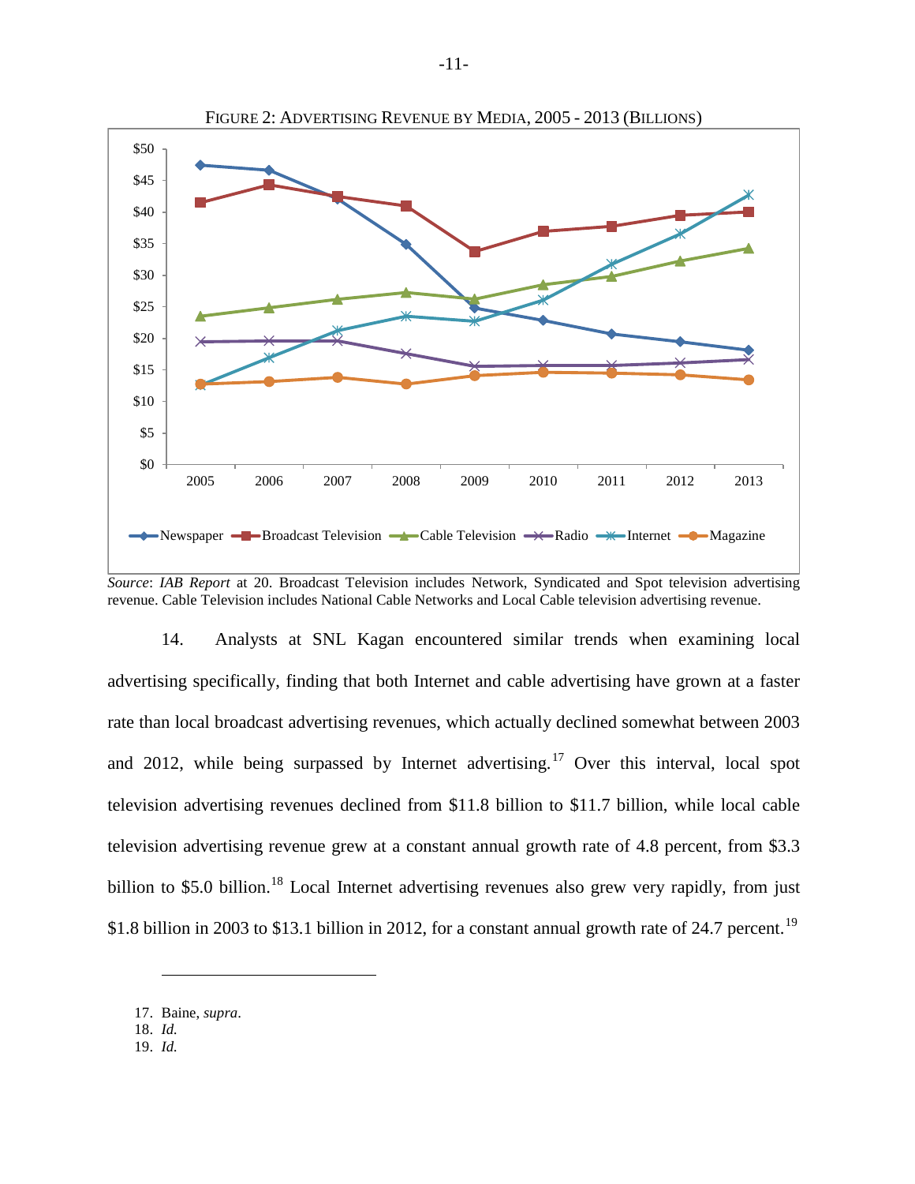FIGURE 2: ADVERTISING REVENUE BY MEDIA, 2005 - 2013 (BILLIONS)

*Source*: *IAB Report* at 20. Broadcast Television includes Network, Syndicated and Spot television advertising revenue. Cable Television includes National Cable Networks and Local Cable television advertising revenue.

14. Analysts at SNL Kagan encountered similar trends when examining local advertising specifically, finding that both Internet and cable advertising have grown at a faster rate than local broadcast advertising revenues, which actually declined somewhat between 2003 and 2012, while being surpassed by Internet advertising.[17] Over this interval, local spot television advertising revenues declined from $11.8 billion to $11.7 billion, while local cable television advertising revenue grew at a constant annual growth rate of 4.8 percent, from $3.3 billion to $5.0 billion.[18] Local Internet advertising revenues also grew very rapidly, from just $1.8 billion in 2003 to $13.1 billion in 2012, for a constant annual growth rate of 24.7 percent.[19]

---

17. Baine, *supra*.
18. *Id.*
19. *Id.*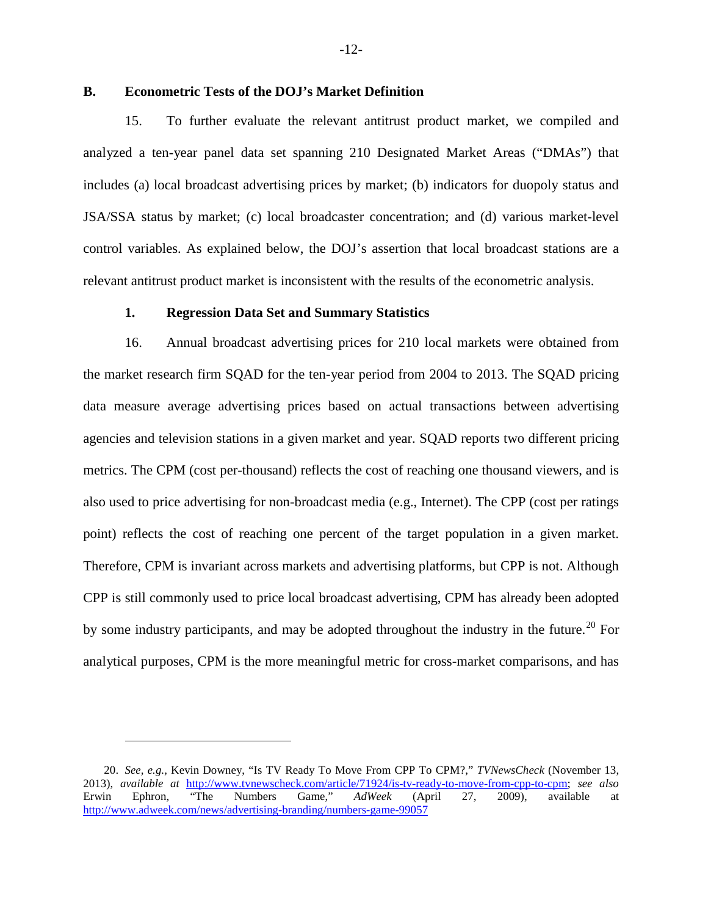## B. Econometric Tests of the DOJ's Market Definition

15. To further evaluate the relevant antitrust product market, we compiled and analyzed a ten-year panel data set spanning 210 Designated Market Areas ("DMAs") that includes (a) local broadcast advertising prices by market; (b) indicators for duopoly status and JSA/SSA status by market; (c) local broadcaster concentration; and (d) various market-level control variables. As explained below, the DOJ's assertion that local broadcast stations are a relevant antitrust product market is inconsistent with the results of the econometric analysis.

### 1. Regression Data Set and Summary Statistics

16. Annual broadcast advertising prices for 210 local markets were obtained from the market research firm SQAD for the ten-year period from 2004 to 2013. The SQAD pricing data measure average advertising prices based on actual transactions between advertising agencies and television stations in a given market and year. SQAD reports two different pricing metrics. The CPM (cost per-thousand) reflects the cost of reaching one thousand viewers, and is also used to price advertising for non-broadcast media (e.g., Internet). The CPP (cost per ratings point) reflects the cost of reaching one percent of the target population in a given market. Therefore, CPM is invariant across markets and advertising platforms, but CPP is not. Although CPP is still commonly used to price local broadcast advertising, CPM has already been adopted by some industry participants, and may be adopted throughout the industry in the future.[20] For analytical purposes, CPM is the more meaningful metric for cross-market comparisons, and has

---

20. *See, e.g.*, Kevin Downey, "Is TV Ready To Move From CPP To CPM?," *TVNewsCheck* (November 13, 2013), *available at* http://www.tvnewscheck.com/article/71924/is-tv-ready-to-move-from-cpp-to-cpm; *see also* Erwin Ephron, "The Numbers Game," *AdWeek* (April 27, 2009), available at http://www.adweek.com/news/advertising-branding/numbers-game-99057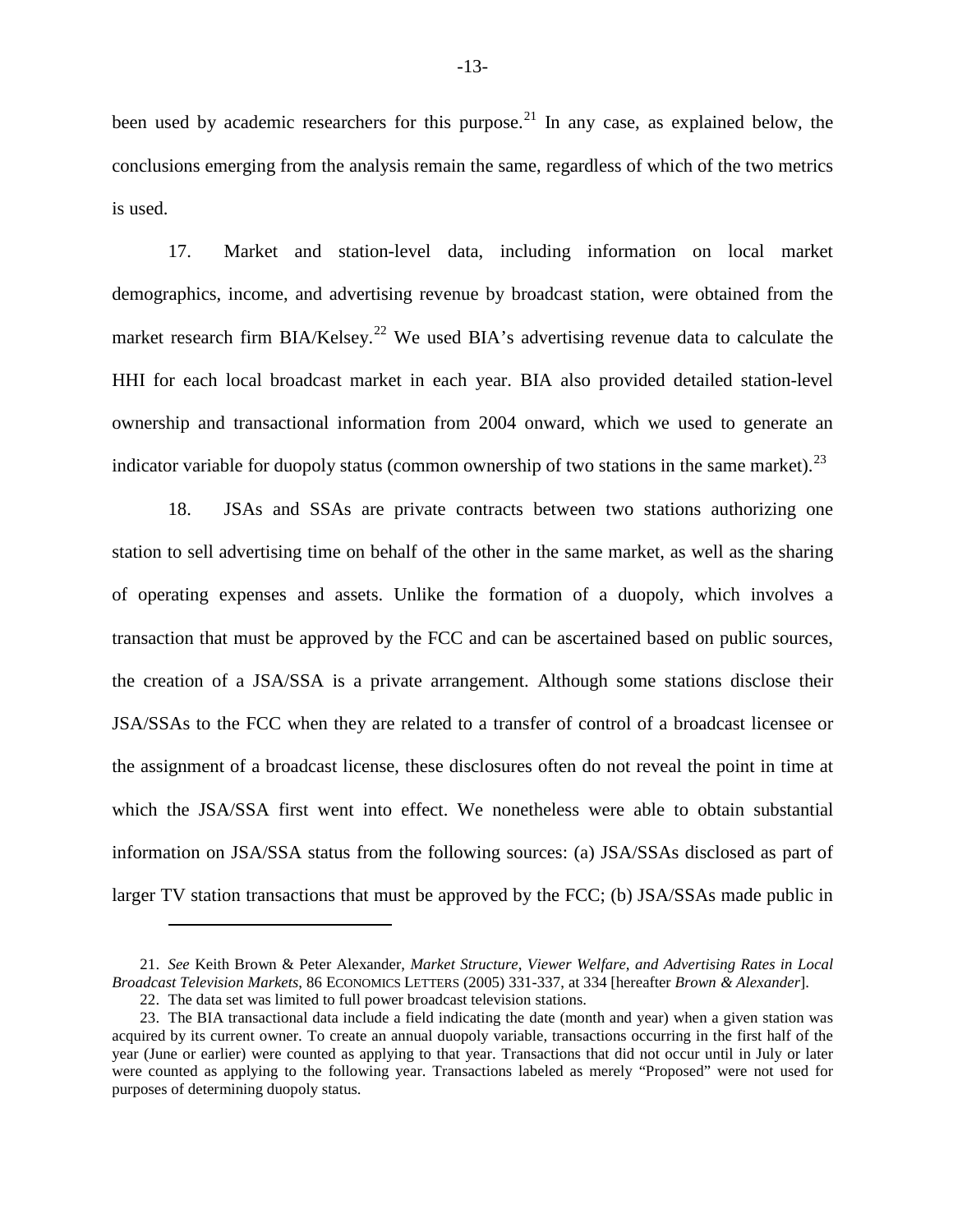been used by academic researchers for this purpose.[21] In any case, as explained below, the conclusions emerging from the analysis remain the same, regardless of which of the two metrics is used.

17. Market and station-level data, including information on local market demographics, income, and advertising revenue by broadcast station, were obtained from the market research firm BIA/Kelsey.[22] We used BIA's advertising revenue data to calculate the HHI for each local broadcast market in each year. BIA also provided detailed station-level ownership and transactional information from 2004 onward, which we used to generate an indicator variable for duopoly status (common ownership of two stations in the same market).[23]

18. JSAs and SSAs are private contracts between two stations authorizing one station to sell advertising time on behalf of the other in the same market, as well as the sharing of operating expenses and assets. Unlike the formation of a duopoly, which involves a transaction that must be approved by the FCC and can be ascertained based on public sources, the creation of a JSA/SSA is a private arrangement. Although some stations disclose their JSA/SSAs to the FCC when they are related to a transfer of control of a broadcast licensee or the assignment of a broadcast license, these disclosures often do not reveal the point in time at which the JSA/SSA first went into effect. We nonetheless were able to obtain substantial information on JSA/SSA status from the following sources: (a) JSA/SSAs disclosed as part of larger TV station transactions that must be approved by the FCC; (b) JSA/SSAs made public in

---

21. *See* Keith Brown & Peter Alexander, *Market Structure, Viewer Welfare, and Advertising Rates in Local Broadcast Television Markets*, 86 ECONOMICS LETTERS (2005) 331-337, at 334 [hereafter *Brown & Alexander*].

22. The data set was limited to full power broadcast television stations.

23. The BIA transactional data include a field indicating the date (month and year) when a given station was acquired by its current owner. To create an annual duopoly variable, transactions occurring in the first half of the year (June or earlier) were counted as applying to that year. Transactions that did not occur until in July or later were counted as applying to the following year. Transactions labeled as merely "Proposed" were not used for purposes of determining duopoly status.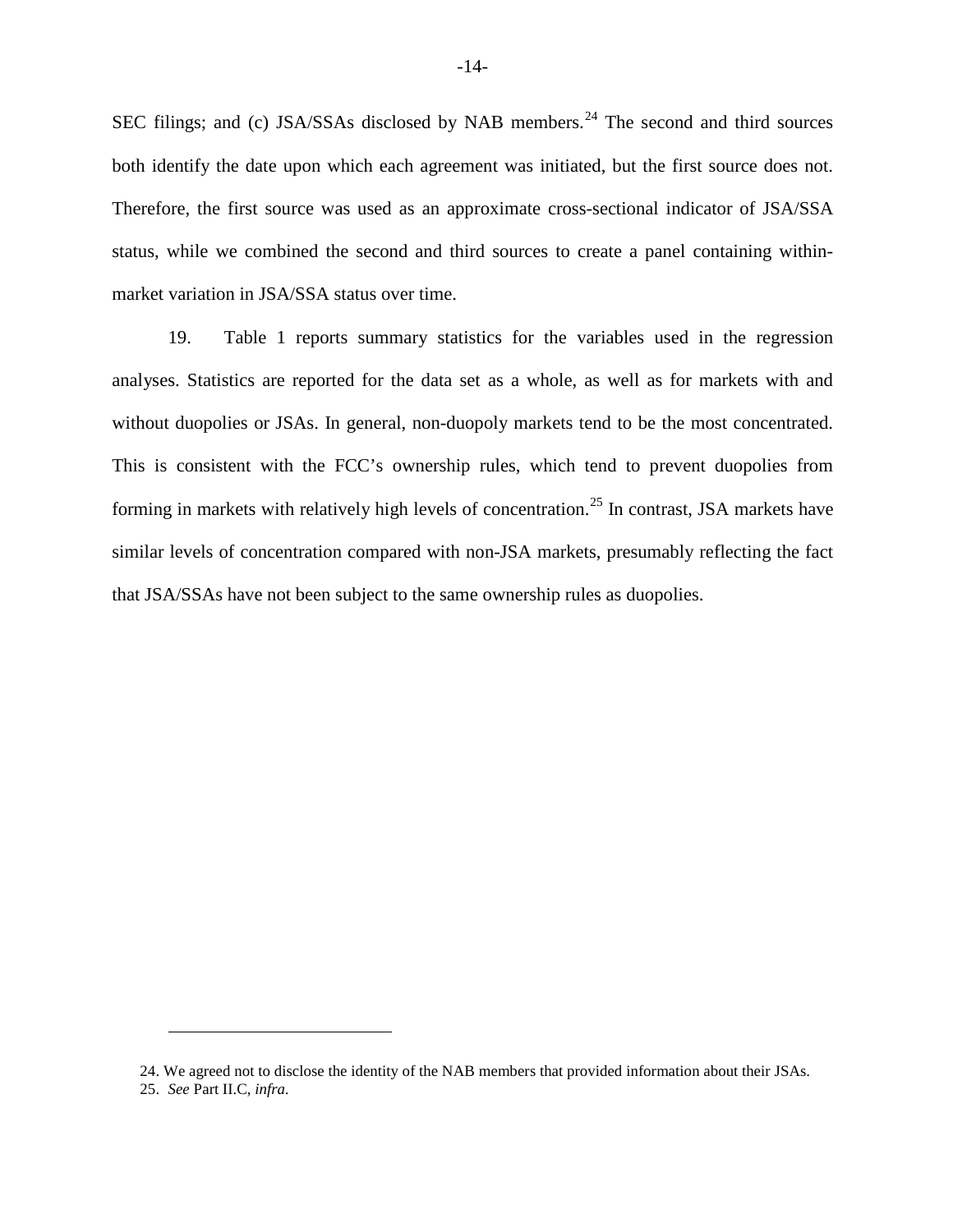SEC filings; and (c) JSA/SSAs disclosed by NAB members.[24] The second and third sources both identify the date upon which each agreement was initiated, but the first source does not. Therefore, the first source was used as an approximate cross-sectional indicator of JSA/SSA status, while we combined the second and third sources to create a panel containing within-market variation in JSA/SSA status over time.

19. Table 1 reports summary statistics for the variables used in the regression analyses. Statistics are reported for the data set as a whole, as well as for markets with and without duopolies or JSAs. In general, non-duopoly markets tend to be the most concentrated. This is consistent with the FCC's ownership rules, which tend to prevent duopolies from forming in markets with relatively high levels of concentration.[25] In contrast, JSA markets have similar levels of concentration compared with non-JSA markets, presumably reflecting the fact that JSA/SSAs have not been subject to the same ownership rules as duopolies.

---

24. We agreed not to disclose the identity of the NAB members that provided information about their JSAs.

25. *See* Part II.C, *infra*.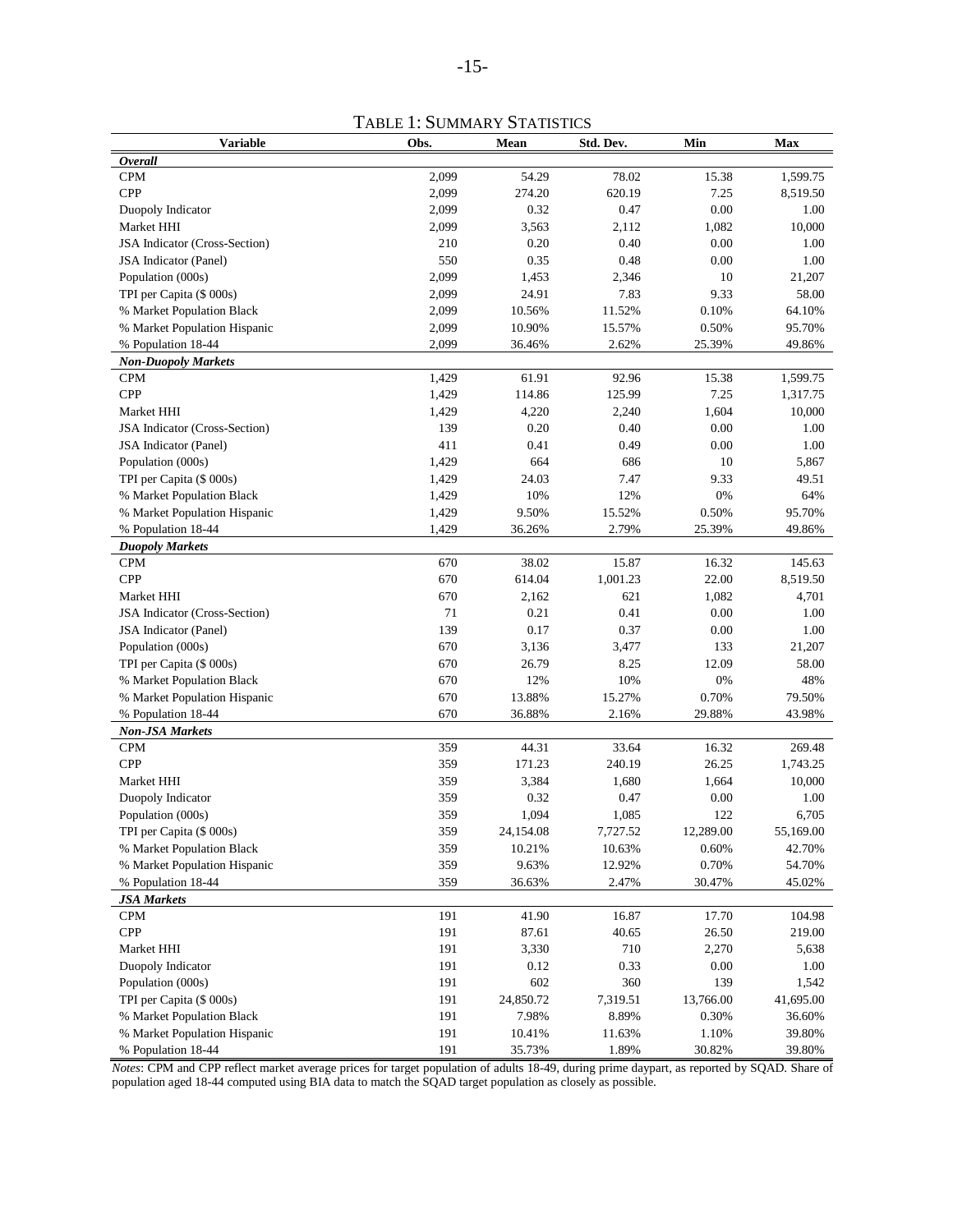TABLE 1: SUMMARY STATISTICS

| Variable | Obs. | Mean | Std. Dev. | Min | Max |
|---|---|---|---|---|---|
| ***Overall*** | | | | | |
| CPM | 2,099 | 54.29 | 78.02 | 15.38 | 1,599.75 |
| CPP | 2,099 | 274.20 | 620.19 | 7.25 | 8,519.50 |
| Duopoly Indicator | 2,099 | 0.32 | 0.47 | 0.00 | 1.00 |
| Market HHI | 2,099 | 3,563 | 2,112 | 1,082 | 10,000 |
| JSA Indicator (Cross-Section) | 210 | 0.20 | 0.40 | 0.00 | 1.00 |
| JSA Indicator (Panel) | 550 | 0.35 | 0.48 | 0.00 | 1.00 |
| Population (000s) | 2,099 | 1,453 | 2,346 | 10 | 21,207 |
| TPI per Capita ($ 000s) | 2,099 | 24.91 | 7.83 | 9.33 | 58.00 |
| % Market Population Black | 2,099 | 10.56% | 11.52% | 0.10% | 64.10% |
| % Market Population Hispanic | 2,099 | 10.90% | 15.57% | 0.50% | 95.70% |
| % Population 18-44 | 2,099 | 36.46% | 2.62% | 25.39% | 49.86% |
| ***Non-Duopoly Markets*** | | | | | |
| CPM | 1,429 | 61.91 | 92.96 | 15.38 | 1,599.75 |
| CPP | 1,429 | 114.86 | 125.99 | 7.25 | 1,317.75 |
| Market HHI | 1,429 | 4,220 | 2,240 | 1,604 | 10,000 |
| JSA Indicator (Cross-Section) | 139 | 0.20 | 0.40 | 0.00 | 1.00 |
| JSA Indicator (Panel) | 411 | 0.41 | 0.49 | 0.00 | 1.00 |
| Population (000s) | 1,429 | 664 | 686 | 10 | 5,867 |
| TPI per Capita ($ 000s) | 1,429 | 24.03 | 7.47 | 9.33 | 49.51 |
| % Market Population Black | 1,429 | 10% | 12% | 0% | 64% |
| % Market Population Hispanic | 1,429 | 9.50% | 15.52% | 0.50% | 95.70% |
| % Population 18-44 | 1,429 | 36.26% | 2.79% | 25.39% | 49.86% |
| ***Duopoly Markets*** | | | | | |
| CPM | 670 | 38.02 | 15.87 | 16.32 | 145.63 |
| CPP | 670 | 614.04 | 1,001.23 | 22.00 | 8,519.50 |
| Market HHI | 670 | 2,162 | 621 | 1,082 | 4,701 |
| JSA Indicator (Cross-Section) | 71 | 0.21 | 0.41 | 0.00 | 1.00 |
| JSA Indicator (Panel) | 139 | 0.17 | 0.37 | 0.00 | 1.00 |
| Population (000s) | 670 | 3,136 | 3,477 | 133 | 21,207 |
| TPI per Capita ($ 000s) | 670 | 26.79 | 8.25 | 12.09 | 58.00 |
| % Market Population Black | 670 | 12% | 10% | 0% | 48% |
| % Market Population Hispanic | 670 | 13.88% | 15.27% | 0.70% | 79.50% |
| % Population 18-44 | 670 | 36.88% | 2.16% | 29.88% | 43.98% |
| ***Non-JSA Markets*** | | | | | |
| CPM | 359 | 44.31 | 33.64 | 16.32 | 269.48 |
| CPP | 359 | 171.23 | 240.19 | 26.25 | 1,743.25 |
| Market HHI | 359 | 3,384 | 1,680 | 1,664 | 10,000 |
| Duopoly Indicator | 359 | 0.32 | 0.47 | 0.00 | 1.00 |
| Population (000s) | 359 | 1,094 | 1,085 | 122 | 6,705 |
| TPI per Capita ($ 000s) | 359 | 24,154.08 | 7,727.52 | 12,289.00 | 55,169.00 |
| % Market Population Black | 359 | 10.21% | 10.63% | 0.60% | 42.70% |
| % Market Population Hispanic | 359 | 9.63% | 12.92% | 0.70% | 54.70% |
| % Population 18-44 | 359 | 36.63% | 2.47% | 30.47% | 45.02% |
| ***JSA Markets*** | | | | | |
| CPM | 191 | 41.90 | 16.87 | 17.70 | 104.98 |
| CPP | 191 | 87.61 | 40.65 | 26.50 | 219.00 |
| Market HHI | 191 | 3,330 | 710 | 2,270 | 5,638 |
| Duopoly Indicator | 191 | 0.12 | 0.33 | 0.00 | 1.00 |
| Population (000s) | 191 | 602 | 360 | 139 | 1,542 |
| TPI per Capita ($ 000s) | 191 | 24,850.72 | 7,319.51 | 13,766.00 | 41,695.00 |
| % Market Population Black | 191 | 7.98% | 8.89% | 0.30% | 36.60% |
| % Market Population Hispanic | 191 | 10.41% | 11.63% | 1.10% | 39.80% |
| % Population 18-44 | 191 | 35.73% | 1.89% | 30.82% | 39.80% |

*Notes*: CPM and CPP reflect market average prices for target population of adults 18-49, during prime daypart, as reported by SQAD. Share of population aged 18-44 computed using BIA data to match the SQAD target population as closely as possible.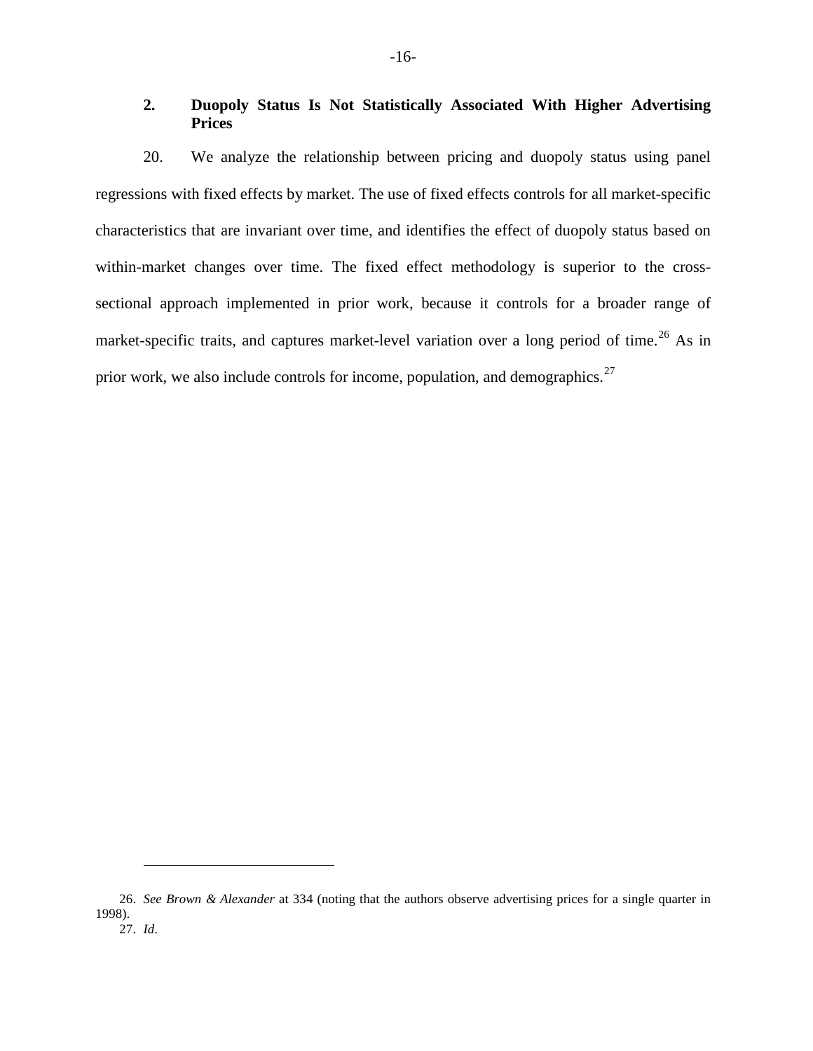### 2. Duopoly Status Is Not Statistically Associated With Higher Advertising Prices

20. We analyze the relationship between pricing and duopoly status using panel regressions with fixed effects by market. The use of fixed effects controls for all market-specific characteristics that are invariant over time, and identifies the effect of duopoly status based on within-market changes over time. The fixed effect methodology is superior to the cross-sectional approach implemented in prior work, because it controls for a broader range of market-specific traits, and captures market-level variation over a long period of time.[26] As in prior work, we also include controls for income, population, and demographics.[27]

---

26. *See Brown & Alexander* at 334 (noting that the authors observe advertising prices for a single quarter in 1998).

27. *Id*.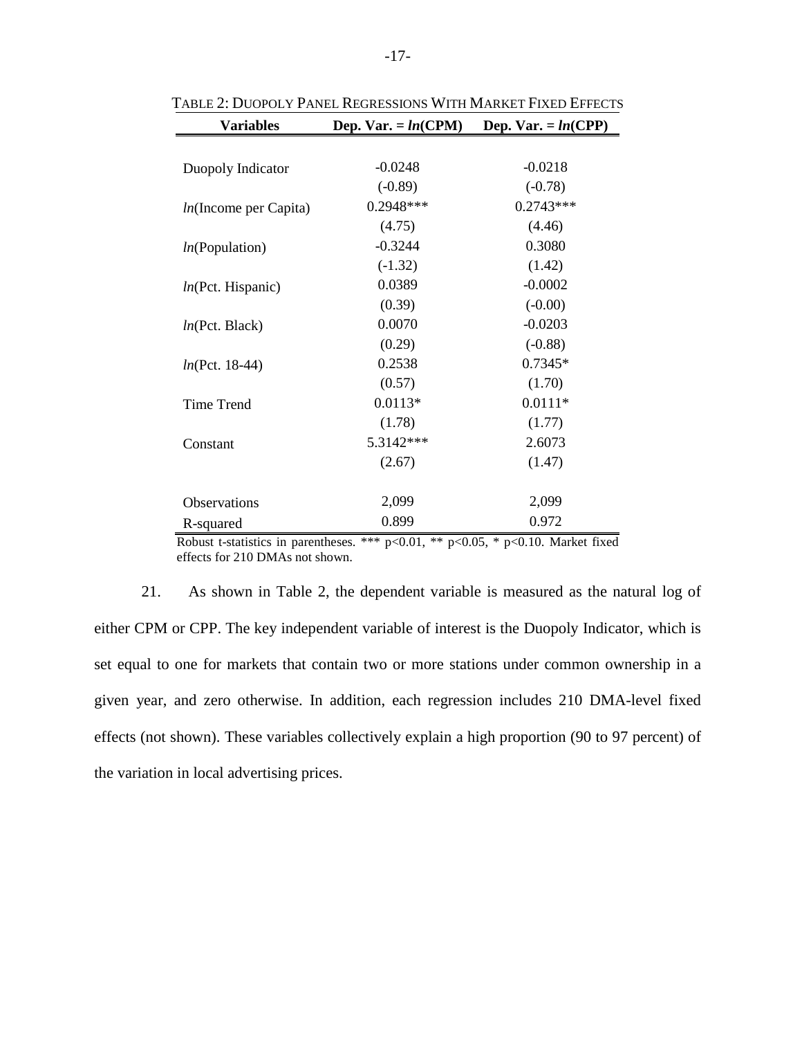TABLE 2: DUOPOLY PANEL REGRESSIONS WITH MARKET FIXED EFFECTS

| Variables | Dep. Var. = *ln*(CPM) | Dep. Var. = *ln*(CPP) |
|---|---|---|
| Duopoly Indicator | -0.0248 | -0.0218 |
| | (-0.89) | (-0.78) |
| *ln*(Income per Capita) | 0.2948*** | 0.2743*** |
| | (4.75) | (4.46) |
| *ln*(Population) | -0.3244 | 0.3080 |
| | (-1.32) | (1.42) |
| *ln*(Pct. Hispanic) | 0.0389 | -0.0002 |
| | (0.39) | (-0.00) |
| *ln*(Pct. Black) | 0.0070 | -0.0203 |
| | (0.29) | (-0.88) |
| *ln*(Pct. 18-44) | 0.2538 | 0.7345* |
| | (0.57) | (1.70) |
| Time Trend | 0.0113* | 0.0111* |
| | (1.78) | (1.77) |
| Constant | 5.3142*** | 2.6073 |
| | (2.67) | (1.47) |
| Observations | 2,099 | 2,099 |
| R-squared | 0.899 | 0.972 |

Robust t-statistics in parentheses. *** $p<0.01$, ** $p<0.05$, * $p<0.10$. Market fixed effects for 210 DMAs not shown.

21. As shown in Table 2, the dependent variable is measured as the natural log of either CPM or CPP. The key independent variable of interest is the Duopoly Indicator, which is set equal to one for markets that contain two or more stations under common ownership in a given year, and zero otherwise. In addition, each regression includes 210 DMA-level fixed effects (not shown). These variables collectively explain a high proportion (90 to 97 percent) of the variation in local advertising prices.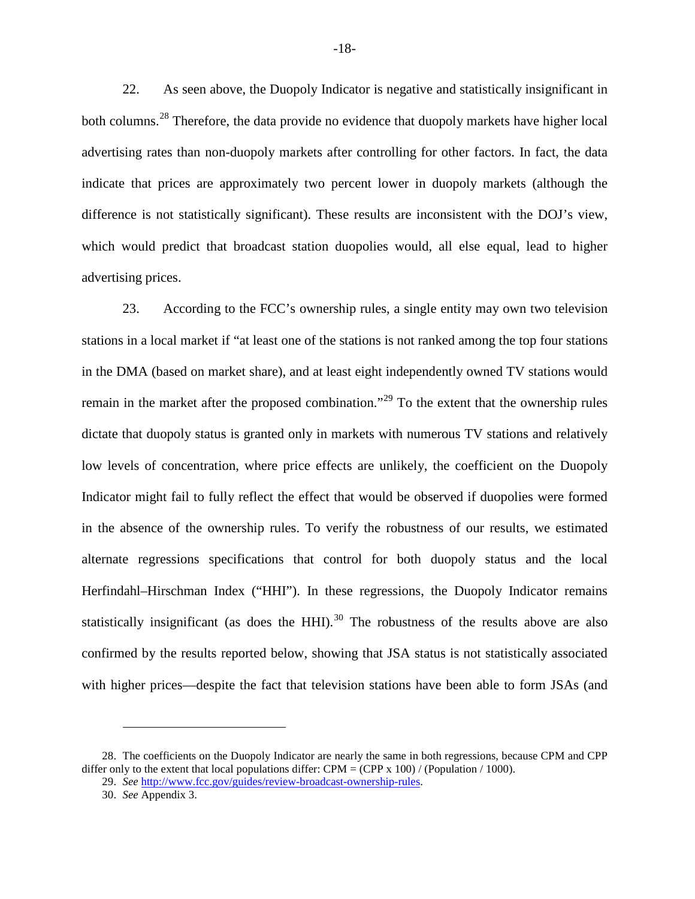22. As seen above, the Duopoly Indicator is negative and statistically insignificant in both columns.[28] Therefore, the data provide no evidence that duopoly markets have higher local advertising rates than non-duopoly markets after controlling for other factors. In fact, the data indicate that prices are approximately two percent lower in duopoly markets (although the difference is not statistically significant). These results are inconsistent with the DOJ's view, which would predict that broadcast station duopolies would, all else equal, lead to higher advertising prices.

23. According to the FCC's ownership rules, a single entity may own two television stations in a local market if "at least one of the stations is not ranked among the top four stations in the DMA (based on market share), and at least eight independently owned TV stations would remain in the market after the proposed combination."[29] To the extent that the ownership rules dictate that duopoly status is granted only in markets with numerous TV stations and relatively low levels of concentration, where price effects are unlikely, the coefficient on the Duopoly Indicator might fail to fully reflect the effect that would be observed if duopolies were formed in the absence of the ownership rules. To verify the robustness of our results, we estimated alternate regressions specifications that control for both duopoly status and the local Herfindahl–Hirschman Index ("HHI"). In these regressions, the Duopoly Indicator remains statistically insignificant (as does the HHI).[30] The robustness of the results above are also confirmed by the results reported below, showing that JSA status is not statistically associated with higher prices—despite the fact that television stations have been able to form JSAs (and

---

28. The coefficients on the Duopoly Indicator are nearly the same in both regressions, because CPM and CPP differ only to the extent that local populations differ: CPM = (CPP x 100) / (Population / 1000).

29. *See* [http://www.fcc.gov/guides/review-broadcast-ownership-rules](http://www.fcc.gov/guides/review-broadcast-ownership-rules).

30. *See* Appendix 3.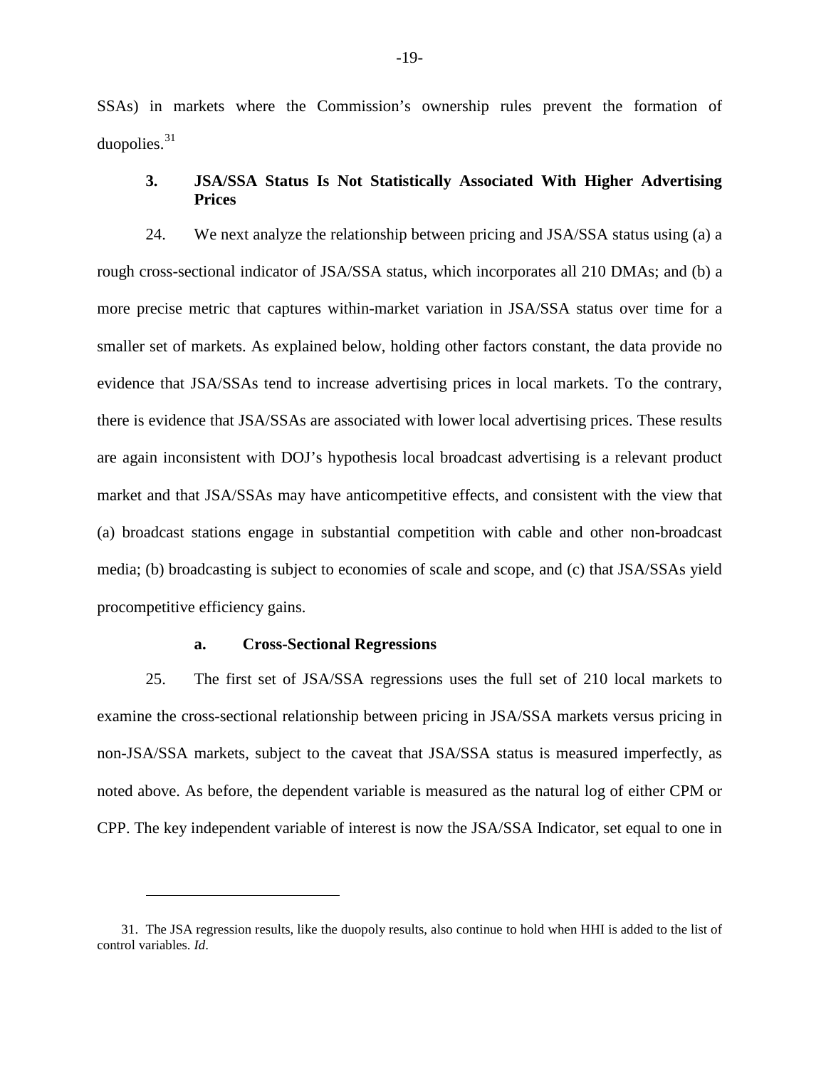SSAs) in markets where the Commission's ownership rules prevent the formation of duopolies.[31]

### 3. JSA/SSA Status Is Not Statistically Associated With Higher Advertising Prices

24. We next analyze the relationship between pricing and JSA/SSA status using (a) a rough cross-sectional indicator of JSA/SSA status, which incorporates all 210 DMAs; and (b) a more precise metric that captures within-market variation in JSA/SSA status over time for a smaller set of markets. As explained below, holding other factors constant, the data provide no evidence that JSA/SSAs tend to increase advertising prices in local markets. To the contrary, there is evidence that JSA/SSAs are associated with lower local advertising prices. These results are again inconsistent with DOJ's hypothesis local broadcast advertising is a relevant product market and that JSA/SSAs may have anticompetitive effects, and consistent with the view that (a) broadcast stations engage in substantial competition with cable and other non-broadcast media; (b) broadcasting is subject to economies of scale and scope, and (c) that JSA/SSAs yield procompetitive efficiency gains.

#### a. Cross-Sectional Regressions

25. The first set of JSA/SSA regressions uses the full set of 210 local markets to examine the cross-sectional relationship between pricing in JSA/SSA markets versus pricing in non-JSA/SSA markets, subject to the caveat that JSA/SSA status is measured imperfectly, as noted above. As before, the dependent variable is measured as the natural log of either CPM or CPP. The key independent variable of interest is now the JSA/SSA Indicator, set equal to one in

---

31. The JSA regression results, like the duopoly results, also continue to hold when HHI is added to the list of control variables. *Id*.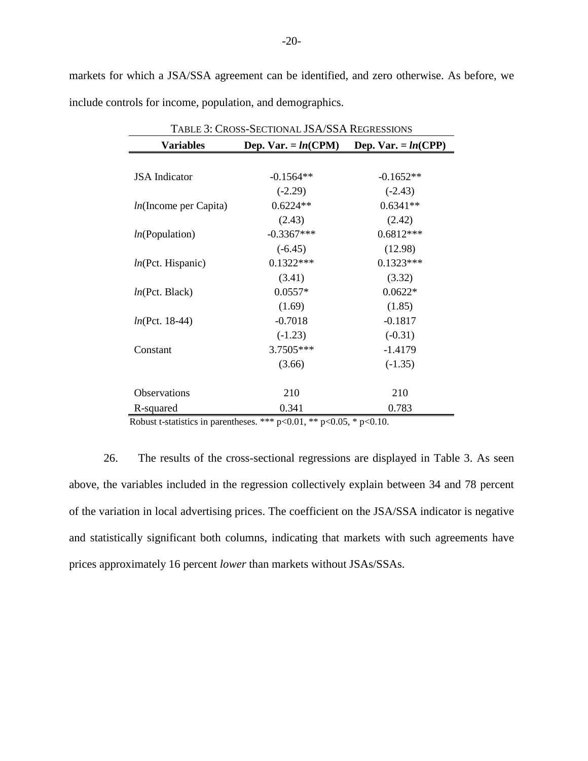markets for which a JSA/SSA agreement can be identified, and zero otherwise. As before, we include controls for income, population, and demographics.

TABLE 3: CROSS-SECTIONAL JSA/SSA REGRESSIONS

| Variables | Dep. Var. = *ln*(CPM) | Dep. Var. = *ln*(CPP) |
|---|---|---|
| JSA Indicator | -0.1564** | -0.1652** |
| | (-2.29) | (-2.43) |
| *ln*(Income per Capita) | 0.6224** | 0.6341** |
| | (2.43) | (2.42) |
| *ln*(Population) | -0.3367*** | 0.6812*** |
| | (-6.45) | (12.98) |
| *ln*(Pct. Hispanic) | 0.1322*** | 0.1323*** |
| | (3.41) | (3.32) |
| *ln*(Pct. Black) | 0.0557* | 0.0622* |
| | (1.69) | (1.85) |
| *ln*(Pct. 18-44) | -0.7018 | -0.1817 |
| | (-1.23) | (-0.31) |
| Constant | 3.7505*** | -1.4179 |
| | (3.66) | (-1.35) |
| Observations | 210 | 210 |
| R-squared | 0.341 | 0.783 |

Robust t-statistics in parentheses. *** $p<0.01$, ** $p<0.05$, * $p<0.10$.

26. The results of the cross-sectional regressions are displayed in Table 3. As seen above, the variables included in the regression collectively explain between 34 and 78 percent of the variation in local advertising prices. The coefficient on the JSA/SSA indicator is negative and statistically significant both columns, indicating that markets with such agreements have prices approximately 16 percent *lower* than markets without JSAs/SSAs.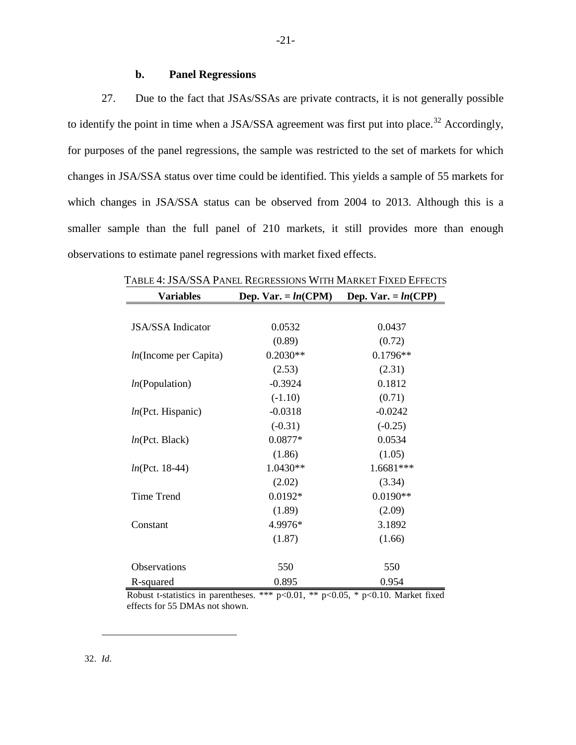### b. Panel Regressions

27. Due to the fact that JSAs/SSAs are private contracts, it is not generally possible to identify the point in time when a JSA/SSA agreement was first put into place.[32] Accordingly, for purposes of the panel regressions, the sample was restricted to the set of markets for which changes in JSA/SSA status over time could be identified. This yields a sample of 55 markets for which changes in JSA/SSA status can be observed from 2004 to 2013. Although this is a smaller sample than the full panel of 210 markets, it still provides more than enough observations to estimate panel regressions with market fixed effects.

TABLE 4: JSA/SSA PANEL REGRESSIONS WITH MARKET FIXED EFFECTS

| Variables | Dep. Var. = *ln*(CPM) | Dep. Var. = *ln*(CPP) |
|---|---|---|
| JSA/SSA Indicator | 0.0532 | 0.0437 |
| | (0.89) | (0.72) |
| *ln*(Income per Capita) | 0.2030** | 0.1796** |
| | (2.53) | (2.31) |
| *ln*(Population) | -0.3924 | 0.1812 |
| | (-1.10) | (0.71) |
| *ln*(Pct. Hispanic) | -0.0318 | -0.0242 |
| | (-0.31) | (-0.25) |
| *ln*(Pct. Black) | 0.0877* | 0.0534 |
| | (1.86) | (1.05) |
| *ln*(Pct. 18-44) | 1.0430** | 1.6681*** |
| | (2.02) | (3.34) |
| Time Trend | 0.0192* | 0.0190** |
| | (1.89) | (2.09) |
| Constant | 4.9976* | 3.1892 |
| | (1.87) | (1.66) |
| Observations | 550 | 550 |
| R-squared | 0.895 | 0.954 |

Robust t-statistics in parentheses. *** $p<0.01$, ** $p<0.05$, * $p<0.10$. Market fixed effects for 55 DMAs not shown.

32. *Id*.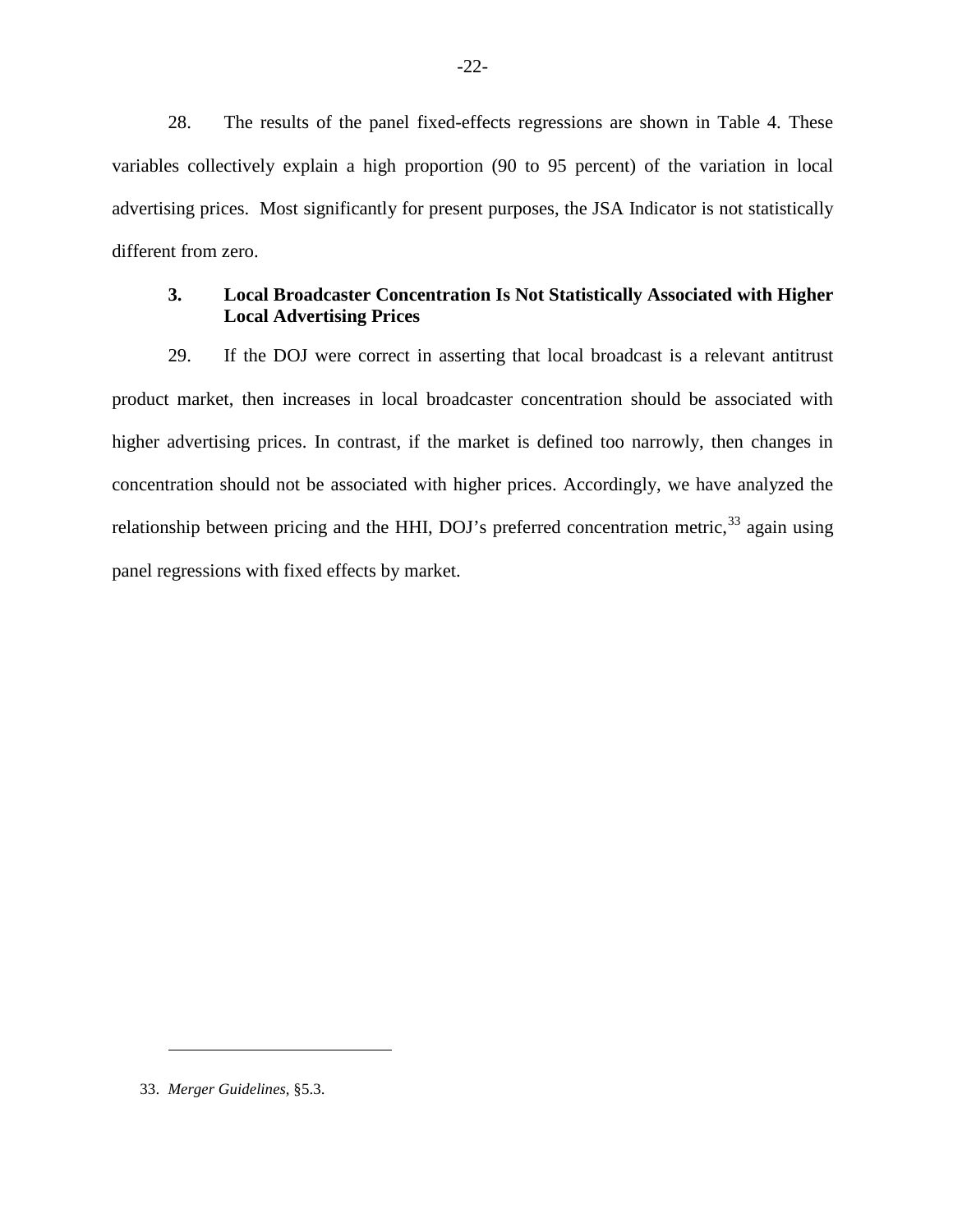28. The results of the panel fixed-effects regressions are shown in Table 4. These variables collectively explain a high proportion (90 to 95 percent) of the variation in local advertising prices. Most significantly for present purposes, the JSA Indicator is not statistically different from zero.

### 3. Local Broadcaster Concentration Is Not Statistically Associated with Higher Local Advertising Prices

29. If the DOJ were correct in asserting that local broadcast is a relevant antitrust product market, then increases in local broadcaster concentration should be associated with higher advertising prices. In contrast, if the market is defined too narrowly, then changes in concentration should not be associated with higher prices. Accordingly, we have analyzed the relationship between pricing and the HHI, DOJ's preferred concentration metric,[33] again using panel regressions with fixed effects by market.

---

33. *Merger Guidelines*, §5.3.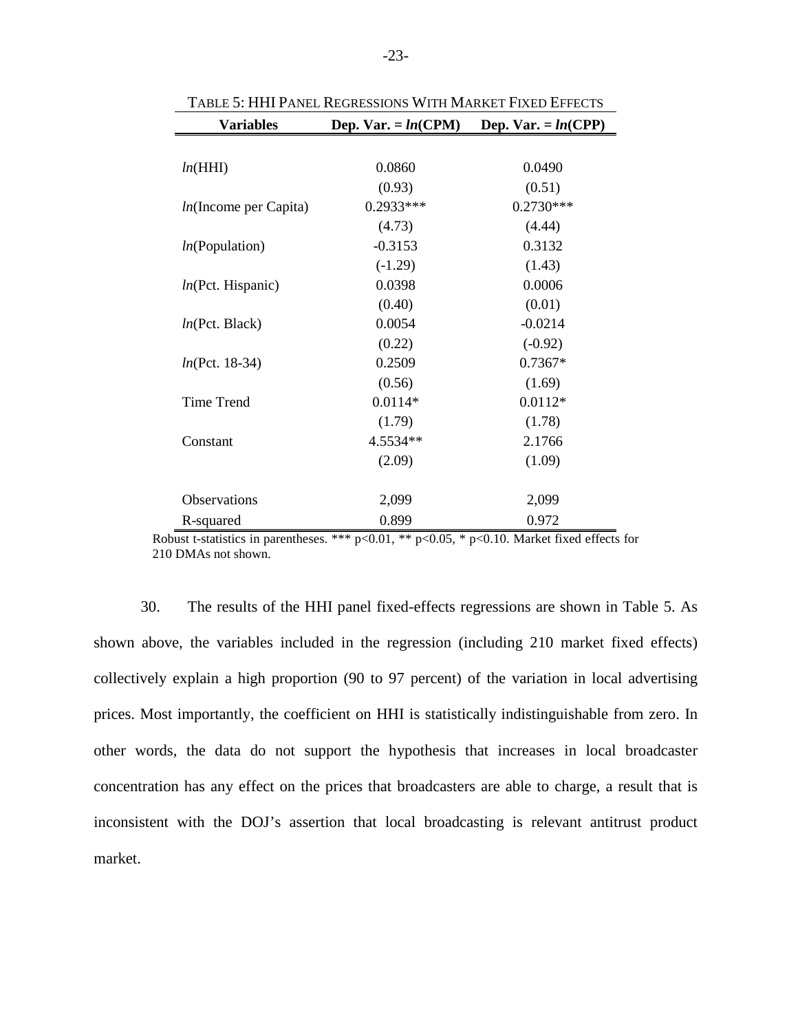TABLE 5: HHI PANEL REGRESSIONS WITH MARKET FIXED EFFECTS

| Variables | Dep. Var. = *ln*(CPM) | Dep. Var. = *ln*(CPP) |
|---|---|---|
| *ln*(HHI) | 0.0860 | 0.0490 |
| | (0.93) | (0.51) |
| *ln*(Income per Capita) | 0.2933*** | 0.2730*** |
| | (4.73) | (4.44) |
| *ln*(Population) | -0.3153 | 0.3132 |
| | (-1.29) | (1.43) |
| *ln*(Pct. Hispanic) | 0.0398 | 0.0006 |
| | (0.40) | (0.01) |
| *ln*(Pct. Black) | 0.0054 | -0.0214 |
| | (0.22) | (-0.92) |
| *ln*(Pct. 18-34) | 0.2509 | 0.7367* |
| | (0.56) | (1.69) |
| Time Trend | 0.0114* | 0.0112* |
| | (1.79) | (1.78) |
| Constant | 4.5534** | 2.1766 |
| | (2.09) | (1.09) |
| Observations | 2,099 | 2,099 |
| R-squared | 0.899 | 0.972 |

Robust t-statistics in parentheses. *** $p<0.01$, ** $p<0.05$, * $p<0.10$. Market fixed effects for 210 DMAs not shown.

30. The results of the HHI panel fixed-effects regressions are shown in Table 5. As shown above, the variables included in the regression (including 210 market fixed effects) collectively explain a high proportion (90 to 97 percent) of the variation in local advertising prices. Most importantly, the coefficient on HHI is statistically indistinguishable from zero. In other words, the data do not support the hypothesis that increases in local broadcaster concentration has any effect on the prices that broadcasters are able to charge, a result that is inconsistent with the DOJ's assertion that local broadcasting is relevant antitrust product market.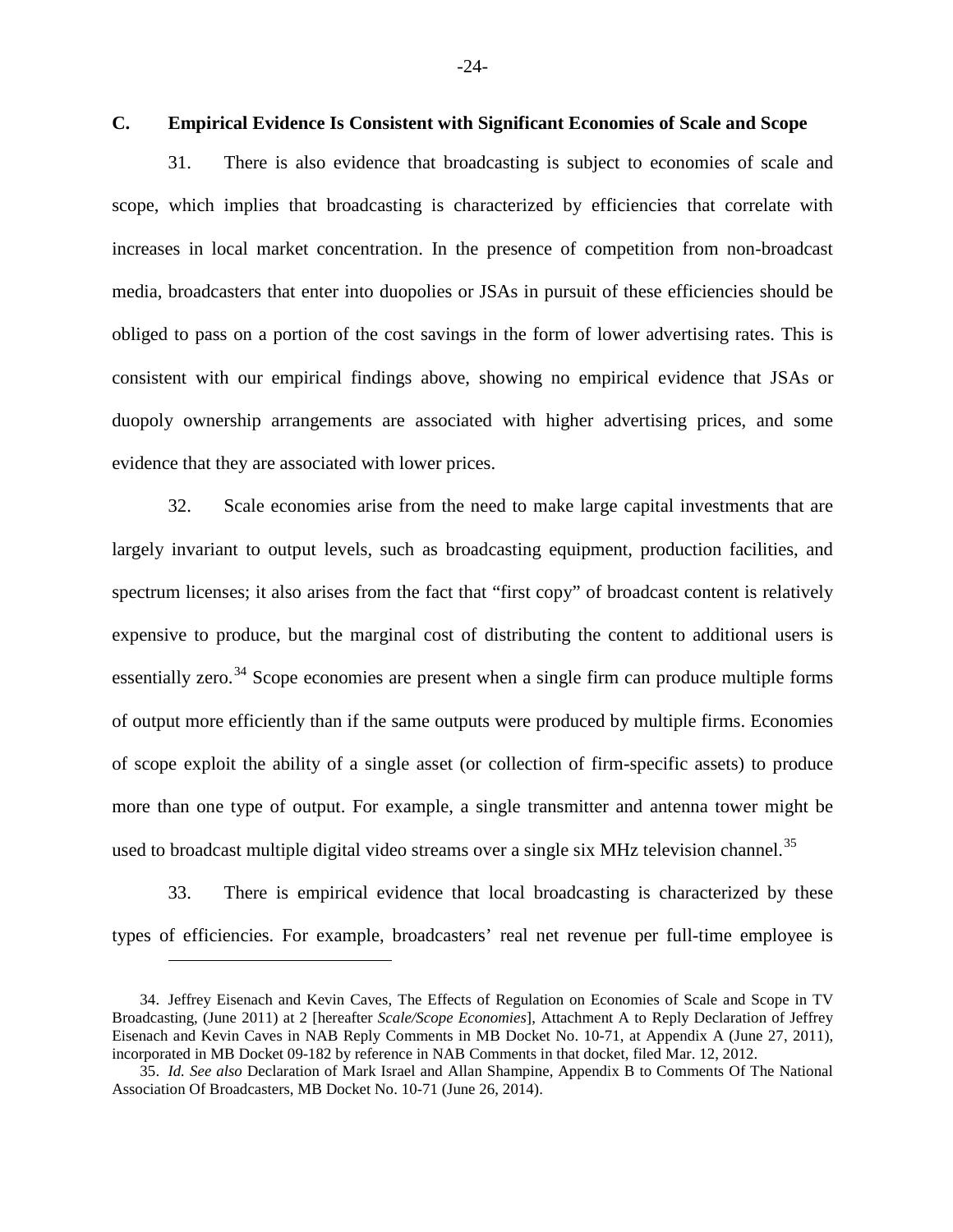### C. Empirical Evidence Is Consistent with Significant Economies of Scale and Scope

31. There is also evidence that broadcasting is subject to economies of scale and scope, which implies that broadcasting is characterized by efficiencies that correlate with increases in local market concentration. In the presence of competition from non-broadcast media, broadcasters that enter into duopolies or JSAs in pursuit of these efficiencies should be obliged to pass on a portion of the cost savings in the form of lower advertising rates. This is consistent with our empirical findings above, showing no empirical evidence that JSAs or duopoly ownership arrangements are associated with higher advertising prices, and some evidence that they are associated with lower prices.

32. Scale economies arise from the need to make large capital investments that are largely invariant to output levels, such as broadcasting equipment, production facilities, and spectrum licenses; it also arises from the fact that "first copy" of broadcast content is relatively expensive to produce, but the marginal cost of distributing the content to additional users is essentially zero.[34] Scope economies are present when a single firm can produce multiple forms of output more efficiently than if the same outputs were produced by multiple firms. Economies of scope exploit the ability of a single asset (or collection of firm-specific assets) to produce more than one type of output. For example, a single transmitter and antenna tower might be used to broadcast multiple digital video streams over a single six MHz television channel.[35]

33. There is empirical evidence that local broadcasting is characterized by these types of efficiencies. For example, broadcasters' real net revenue per full-time employee is

---

34. Jeffrey Eisenach and Kevin Caves, The Effects of Regulation on Economies of Scale and Scope in TV Broadcasting, (June 2011) at 2 [hereafter *Scale/Scope Economies*], Attachment A to Reply Declaration of Jeffrey Eisenach and Kevin Caves in NAB Reply Comments in MB Docket No. 10-71, at Appendix A (June 27, 2011), incorporated in MB Docket 09-182 by reference in NAB Comments in that docket, filed Mar. 12, 2012.

35. *Id. See also* Declaration of Mark Israel and Allan Shampine, Appendix B to Comments Of The National Association Of Broadcasters, MB Docket No. 10-71 (June 26, 2014).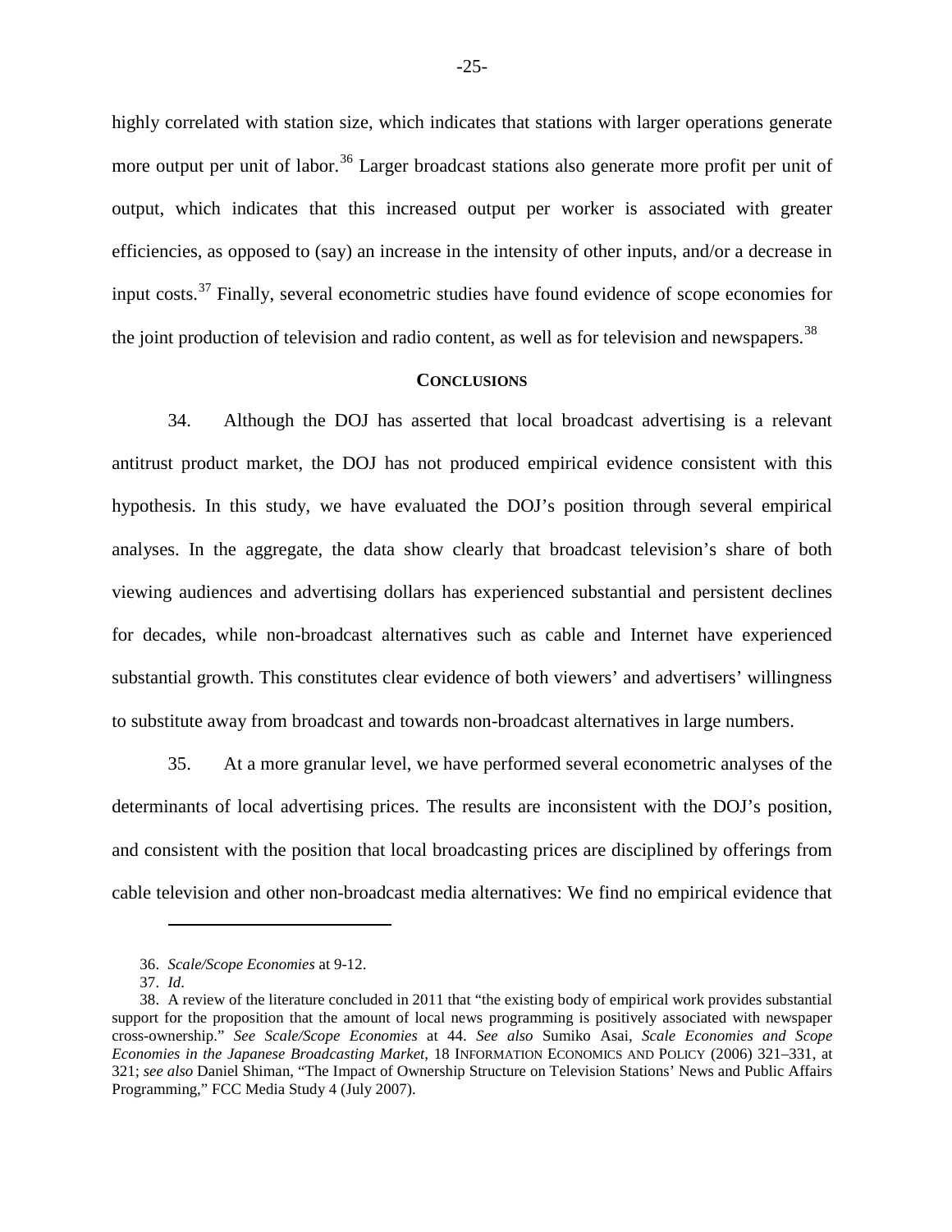highly correlated with station size, which indicates that stations with larger operations generate more output per unit of labor.[36] Larger broadcast stations also generate more profit per unit of output, which indicates that this increased output per worker is associated with greater efficiencies, as opposed to (say) an increase in the intensity of other inputs, and/or a decrease in input costs.[37] Finally, several econometric studies have found evidence of scope economies for the joint production of television and radio content, as well as for television and newspapers.[38]

## CONCLUSIONS

34. Although the DOJ has asserted that local broadcast advertising is a relevant antitrust product market, the DOJ has not produced empirical evidence consistent with this hypothesis. In this study, we have evaluated the DOJ's position through several empirical analyses. In the aggregate, the data show clearly that broadcast television's share of both viewing audiences and advertising dollars has experienced substantial and persistent declines for decades, while non-broadcast alternatives such as cable and Internet have experienced substantial growth. This constitutes clear evidence of both viewers' and advertisers' willingness to substitute away from broadcast and towards non-broadcast alternatives in large numbers.

35. At a more granular level, we have performed several econometric analyses of the determinants of local advertising prices. The results are inconsistent with the DOJ's position, and consistent with the position that local broadcasting prices are disciplined by offerings from cable television and other non-broadcast media alternatives: We find no empirical evidence that

---

36. *Scale/Scope Economies* at 9-12.

37. *Id*.

38. A review of the literature concluded in 2011 that "the existing body of empirical work provides substantial support for the proposition that the amount of local news programming is positively associated with newspaper cross-ownership." *See Scale/Scope Economies* at 44. *See also* Sumiko Asai, *Scale Economies and Scope Economies in the Japanese Broadcasting Market*, 18 INFORMATION ECONOMICS AND POLICY (2006) 321–331, at 321; *see also* Daniel Shiman, "The Impact of Ownership Structure on Television Stations' News and Public Affairs Programming," FCC Media Study 4 (July 2007).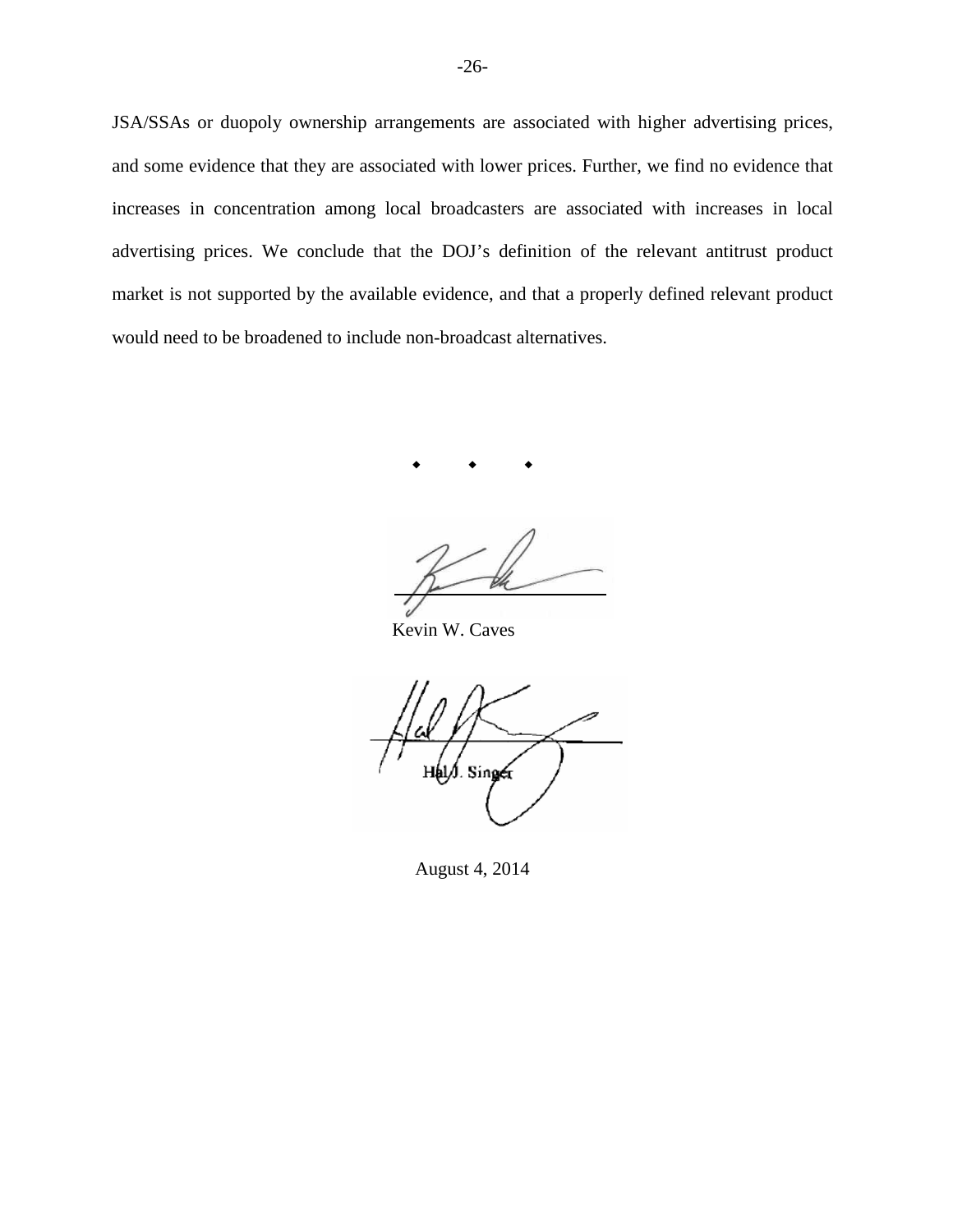JSA/SSAs or duopoly ownership arrangements are associated with higher advertising prices, and some evidence that they are associated with lower prices. Further, we find no evidence that increases in concentration among local broadcasters are associated with increases in local advertising prices. We conclude that the DOJ's definition of the relevant antitrust product market is not supported by the available evidence, and that a properly defined relevant product would need to be broadened to include non-broadcast alternatives.

◆ ◆ ◆

Kevin W. Caves

Hal J. Singer

August 4, 2014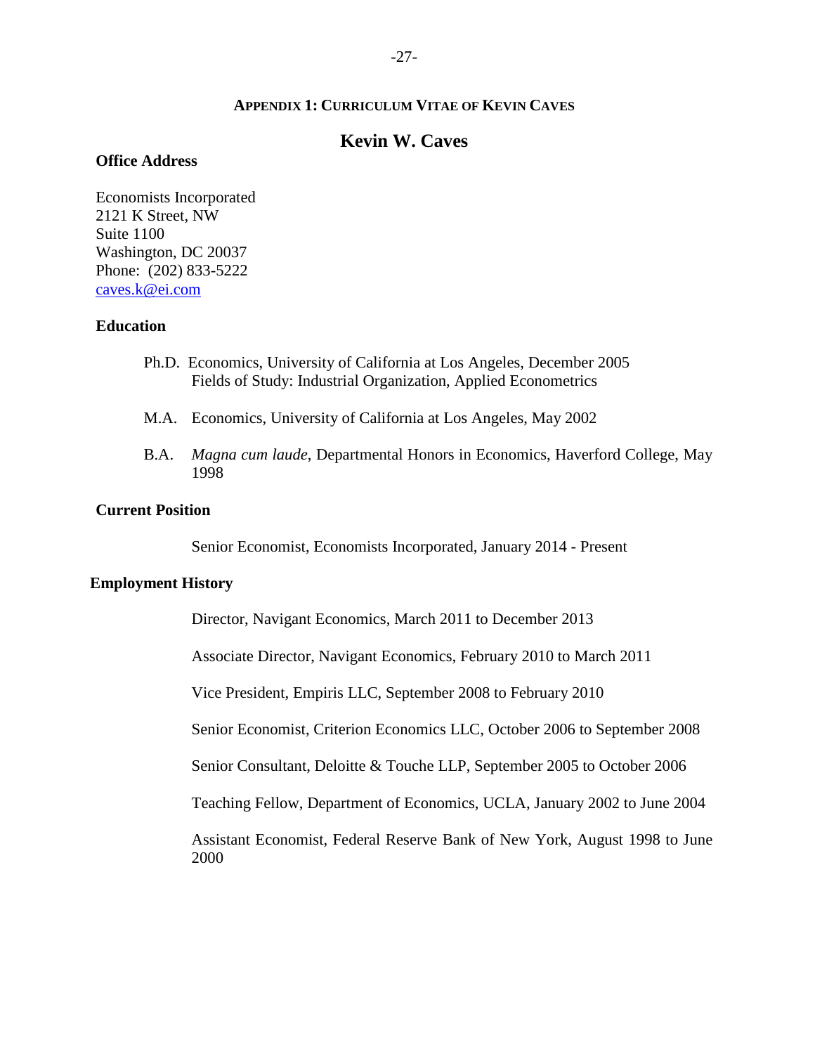## APPENDIX 1: CURRICULUM VITAE OF KEVIN CAVES

# Kevin W. Caves

### Office Address

Economists Incorporated
2121 K Street, NW
Suite 1100
Washington, DC 20037
Phone: (202) 833-5222
caves.k@ei.com

### Education

Ph.D. Economics, University of California at Los Angeles, December 2005
Fields of Study: Industrial Organization, Applied Econometrics

M.A. Economics, University of California at Los Angeles, May 2002

B.A. *Magna cum laude*, Departmental Honors in Economics, Haverford College, May 1998

### Current Position

Senior Economist, Economists Incorporated, January 2014 - Present

### Employment History

Director, Navigant Economics, March 2011 to December 2013

Associate Director, Navigant Economics, February 2010 to March 2011

Vice President, Empiris LLC, September 2008 to February 2010

Senior Economist, Criterion Economics LLC, October 2006 to September 2008

Senior Consultant, Deloitte & Touche LLP, September 2005 to October 2006

Teaching Fellow, Department of Economics, UCLA, January 2002 to June 2004

Assistant Economist, Federal Reserve Bank of New York, August 1998 to June 2000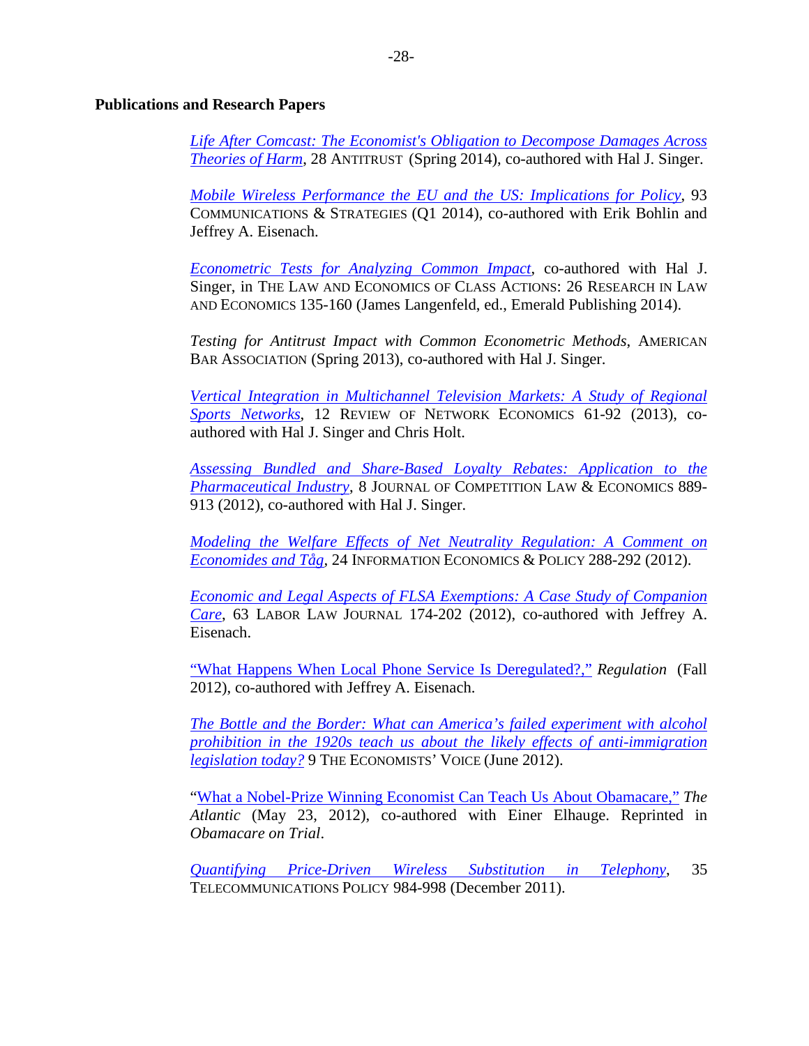**Publications and Research Papers**

*Life After Comcast: The Economist's Obligation to Decompose Damages Across Theories of Harm*, 28 ANTITRUST (Spring 2014), co-authored with Hal J. Singer.

*Mobile Wireless Performance the EU and the US: Implications for Policy*, 93 COMMUNICATIONS & STRATEGIES (Q1 2014), co-authored with Erik Bohlin and Jeffrey A. Eisenach.

*Econometric Tests for Analyzing Common Impact*, co-authored with Hal J. Singer, in THE LAW AND ECONOMICS OF CLASS ACTIONS: 26 RESEARCH IN LAW AND ECONOMICS 135-160 (James Langenfeld, ed., Emerald Publishing 2014).

*Testing for Antitrust Impact with Common Econometric Methods*, AMERICAN BAR ASSOCIATION (Spring 2013), co-authored with Hal J. Singer.

*Vertical Integration in Multichannel Television Markets: A Study of Regional Sports Networks*, 12 REVIEW OF NETWORK ECONOMICS 61-92 (2013), co-authored with Hal J. Singer and Chris Holt.

*Assessing Bundled and Share-Based Loyalty Rebates: Application to the Pharmaceutical Industry*, 8 JOURNAL OF COMPETITION LAW & ECONOMICS 889-913 (2012), co-authored with Hal J. Singer.

*Modeling the Welfare Effects of Net Neutrality Regulation: A Comment on Economides and Tåg*, 24 INFORMATION ECONOMICS & POLICY 288-292 (2012).

*Economic and Legal Aspects of FLSA Exemptions: A Case Study of Companion Care*, 63 LABOR LAW JOURNAL 174-202 (2012), co-authored with Jeffrey A. Eisenach.

"What Happens When Local Phone Service Is Deregulated?," *Regulation* (Fall 2012), co-authored with Jeffrey A. Eisenach.

*The Bottle and the Border: What can America's failed experiment with alcohol prohibition in the 1920s teach us about the likely effects of anti-immigration legislation today?* 9 THE ECONOMISTS' VOICE (June 2012).

"What a Nobel-Prize Winning Economist Can Teach Us About Obamacare," *The Atlantic* (May 23, 2012), co-authored with Einer Elhauge. Reprinted in *Obamacare on Trial*.

*Quantifying Price-Driven Wireless Substitution in Telephony*, 35 TELECOMMUNICATIONS POLICY 984-998 (December 2011).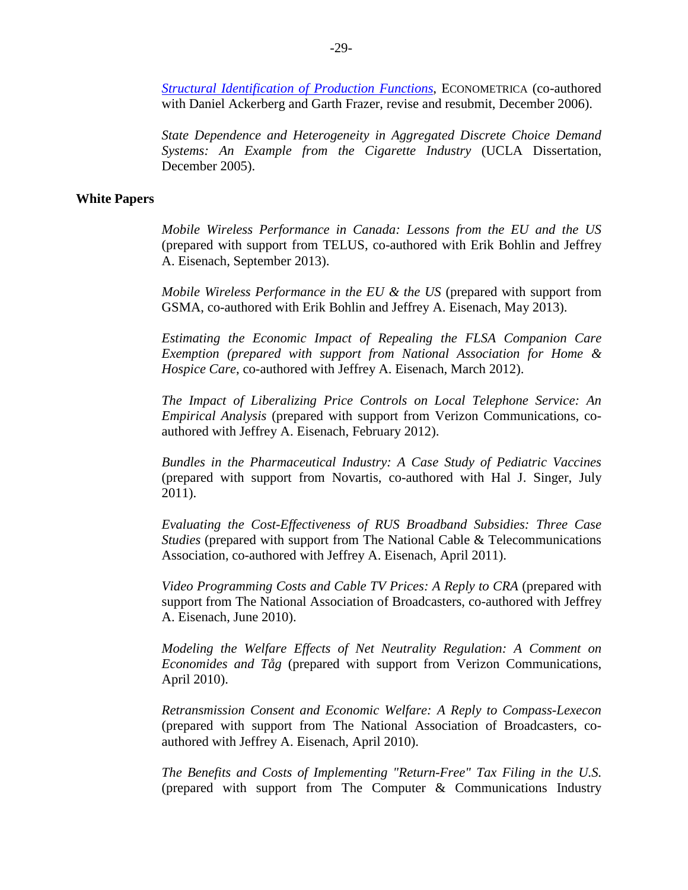[*Structural Identification of Production Functions*](), ECONOMETRICA (co-authored with Daniel Ackerberg and Garth Frazer, revise and resubmit, December 2006).

*State Dependence and Heterogeneity in Aggregated Discrete Choice Demand Systems: An Example from the Cigarette Industry* (UCLA Dissertation, December 2005).

**White Papers**

*Mobile Wireless Performance in Canada: Lessons from the EU and the US* (prepared with support from TELUS, co-authored with Erik Bohlin and Jeffrey A. Eisenach, September 2013).

*Mobile Wireless Performance in the EU & the US* (prepared with support from GSMA, co-authored with Erik Bohlin and Jeffrey A. Eisenach, May 2013).

*Estimating the Economic Impact of Repealing the FLSA Companion Care Exemption (prepared with support from National Association for Home & Hospice Care*, co-authored with Jeffrey A. Eisenach, March 2012).

*The Impact of Liberalizing Price Controls on Local Telephone Service: An Empirical Analysis* (prepared with support from Verizon Communications, co-authored with Jeffrey A. Eisenach, February 2012).

*Bundles in the Pharmaceutical Industry: A Case Study of Pediatric Vaccines* (prepared with support from Novartis, co-authored with Hal J. Singer, July 2011).

*Evaluating the Cost-Effectiveness of RUS Broadband Subsidies: Three Case Studies* (prepared with support from The National Cable & Telecommunications Association, co-authored with Jeffrey A. Eisenach, April 2011).

*Video Programming Costs and Cable TV Prices: A Reply to CRA* (prepared with support from The National Association of Broadcasters, co-authored with Jeffrey A. Eisenach, June 2010).

*Modeling the Welfare Effects of Net Neutrality Regulation: A Comment on Economides and Tåg* (prepared with support from Verizon Communications, April 2010).

*Retransmission Consent and Economic Welfare: A Reply to Compass-Lexecon* (prepared with support from The National Association of Broadcasters, co-authored with Jeffrey A. Eisenach, April 2010).

*The Benefits and Costs of Implementing "Return-Free" Tax Filing in the U.S.* (prepared with support from The Computer & Communications Industry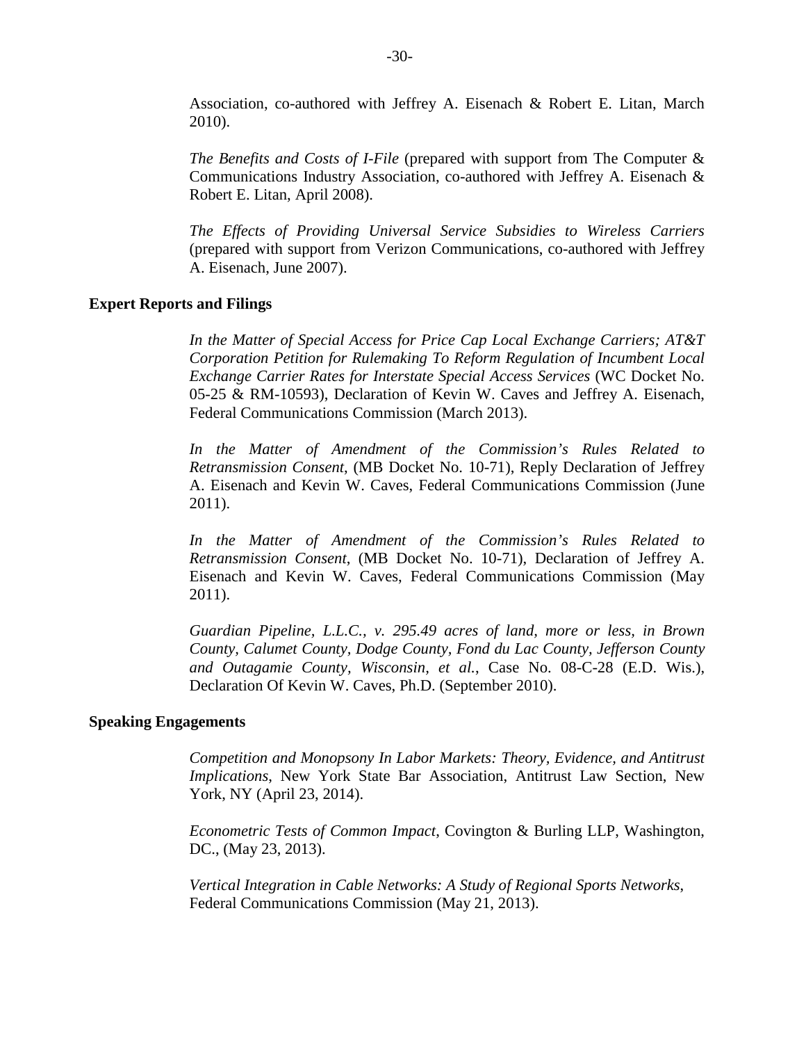Association, co-authored with Jeffrey A. Eisenach & Robert E. Litan, March 2010).

*The Benefits and Costs of I-File* (prepared with support from The Computer & Communications Industry Association, co-authored with Jeffrey A. Eisenach & Robert E. Litan, April 2008).

*The Effects of Providing Universal Service Subsidies to Wireless Carriers* (prepared with support from Verizon Communications, co-authored with Jeffrey A. Eisenach, June 2007).

**Expert Reports and Filings**

*In the Matter of Special Access for Price Cap Local Exchange Carriers; AT&T Corporation Petition for Rulemaking To Reform Regulation of Incumbent Local Exchange Carrier Rates for Interstate Special Access Services* (WC Docket No. 05-25 & RM-10593), Declaration of Kevin W. Caves and Jeffrey A. Eisenach, Federal Communications Commission (March 2013).

*In the Matter of Amendment of the Commission's Rules Related to Retransmission Consent*, (MB Docket No. 10-71), Reply Declaration of Jeffrey A. Eisenach and Kevin W. Caves, Federal Communications Commission (June 2011).

*In the Matter of Amendment of the Commission's Rules Related to Retransmission Consent*, (MB Docket No. 10-71), Declaration of Jeffrey A. Eisenach and Kevin W. Caves, Federal Communications Commission (May 2011).

*Guardian Pipeline, L.L.C., v. 295.49 acres of land, more or less, in Brown County, Calumet County, Dodge County, Fond du Lac County, Jefferson County and Outagamie County, Wisconsin, et al.*, Case No. 08-C-28 (E.D. Wis.), Declaration Of Kevin W. Caves, Ph.D. (September 2010).

**Speaking Engagements**

*Competition and Monopsony In Labor Markets: Theory, Evidence, and Antitrust Implications*, New York State Bar Association, Antitrust Law Section, New York, NY (April 23, 2014).

*Econometric Tests of Common Impact*, Covington & Burling LLP, Washington, DC., (May 23, 2013).

*Vertical Integration in Cable Networks: A Study of Regional Sports Networks*, Federal Communications Commission (May 21, 2013).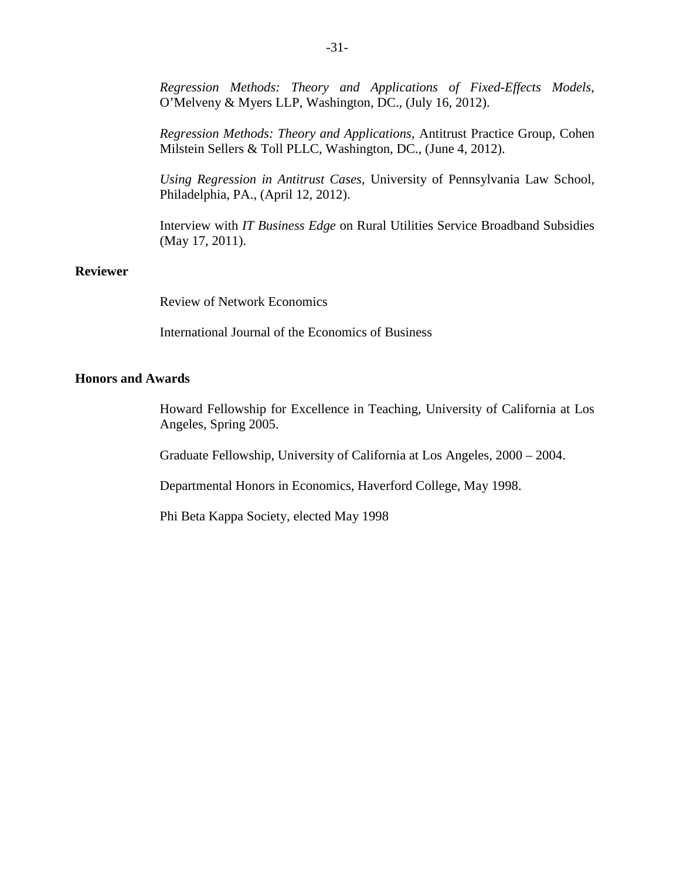*Regression Methods: Theory and Applications of Fixed-Effects Models*, O'Melveny & Myers LLP, Washington, DC., (July 16, 2012).

*Regression Methods: Theory and Applications*, Antitrust Practice Group, Cohen Milstein Sellers & Toll PLLC, Washington, DC., (June 4, 2012).

*Using Regression in Antitrust Cases*, University of Pennsylvania Law School, Philadelphia, PA., (April 12, 2012).

Interview with *IT Business Edge* on Rural Utilities Service Broadband Subsidies (May 17, 2011).

**Reviewer**

Review of Network Economics

International Journal of the Economics of Business

**Honors and Awards**

Howard Fellowship for Excellence in Teaching, University of California at Los Angeles, Spring 2005.

Graduate Fellowship, University of California at Los Angeles, 2000 – 2004.

Departmental Honors in Economics, Haverford College, May 1998.

Phi Beta Kappa Society, elected May 1998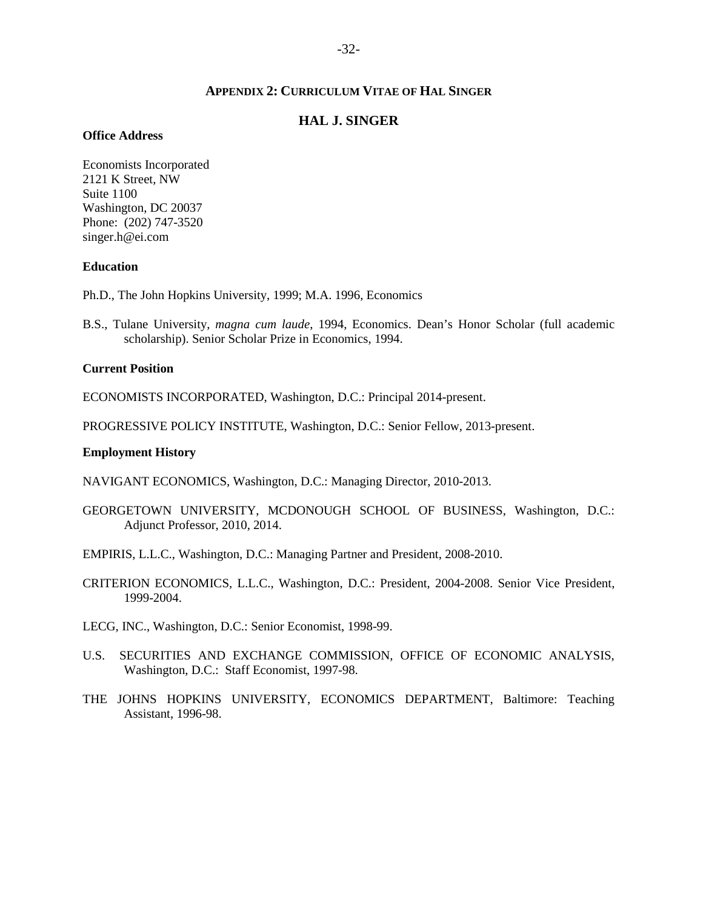## Appendix 2: Curriculum Vitae of Hal Singer

# HAL J. SINGER

**Office Address**

Economists Incorporated
2121 K Street, NW
Suite 1100
Washington, DC 20037
Phone: (202) 747-3520
singer.h@ei.com

**Education**

Ph.D., The John Hopkins University, 1999; M.A. 1996, Economics

B.S., Tulane University, *magna cum laude*, 1994, Economics. Dean's Honor Scholar (full academic scholarship). Senior Scholar Prize in Economics, 1994.

**Current Position**

ECONOMISTS INCORPORATED, Washington, D.C.: Principal 2014-present.

PROGRESSIVE POLICY INSTITUTE, Washington, D.C.: Senior Fellow, 2013-present.

**Employment History**

NAVIGANT ECONOMICS, Washington, D.C.: Managing Director, 2010-2013.

GEORGETOWN UNIVERSITY, MCDONOUGH SCHOOL OF BUSINESS, Washington, D.C.: Adjunct Professor, 2010, 2014.

EMPIRIS, L.L.C., Washington, D.C.: Managing Partner and President, 2008-2010.

CRITERION ECONOMICS, L.L.C., Washington, D.C.: President, 2004-2008. Senior Vice President, 1999-2004.

LECG, INC., Washington, D.C.: Senior Economist, 1998-99.

U.S. SECURITIES AND EXCHANGE COMMISSION, OFFICE OF ECONOMIC ANALYSIS, Washington, D.C.: Staff Economist, 1997-98.

THE JOHNS HOPKINS UNIVERSITY, ECONOMICS DEPARTMENT, Baltimore: Teaching Assistant, 1996-98.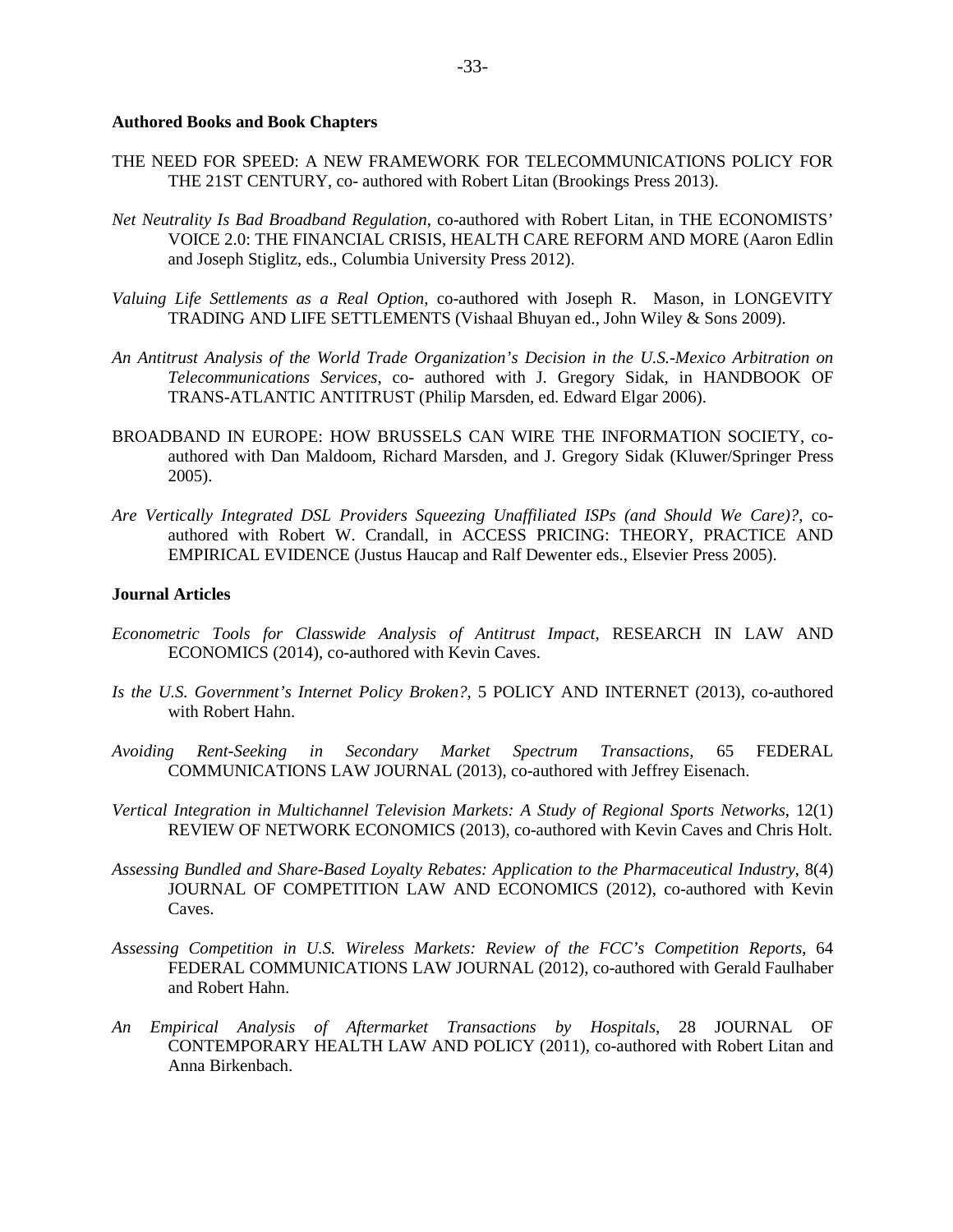**Authored Books and Book Chapters**

THE NEED FOR SPEED: A NEW FRAMEWORK FOR TELECOMMUNICATIONS POLICY FOR THE 21ST CENTURY, co- authored with Robert Litan (Brookings Press 2013).

*Net Neutrality Is Bad Broadband Regulation*, co-authored with Robert Litan, in THE ECONOMISTS' VOICE 2.0: THE FINANCIAL CRISIS, HEALTH CARE REFORM AND MORE (Aaron Edlin and Joseph Stiglitz, eds., Columbia University Press 2012).

*Valuing Life Settlements as a Real Option*, co-authored with Joseph R. Mason, in LONGEVITY TRADING AND LIFE SETTLEMENTS (Vishaal Bhuyan ed., John Wiley & Sons 2009).

*An Antitrust Analysis of the World Trade Organization's Decision in the U.S.-Mexico Arbitration on Telecommunications Services*, co- authored with J. Gregory Sidak, in HANDBOOK OF TRANS-ATLANTIC ANTITRUST (Philip Marsden, ed. Edward Elgar 2006).

BROADBAND IN EUROPE: HOW BRUSSELS CAN WIRE THE INFORMATION SOCIETY, co-authored with Dan Maldoom, Richard Marsden, and J. Gregory Sidak (Kluwer/Springer Press 2005).

*Are Vertically Integrated DSL Providers Squeezing Unaffiliated ISPs (and Should We Care)?*, co-authored with Robert W. Crandall, in ACCESS PRICING: THEORY, PRACTICE AND EMPIRICAL EVIDENCE (Justus Haucap and Ralf Dewenter eds., Elsevier Press 2005).

**Journal Articles**

*Econometric Tools for Classwide Analysis of Antitrust Impact*, RESEARCH IN LAW AND ECONOMICS (2014), co-authored with Kevin Caves.

*Is the U.S. Government's Internet Policy Broken?*, 5 POLICY AND INTERNET (2013), co-authored with Robert Hahn.

*Avoiding Rent-Seeking in Secondary Market Spectrum Transactions*, 65 FEDERAL COMMUNICATIONS LAW JOURNAL (2013), co-authored with Jeffrey Eisenach.

*Vertical Integration in Multichannel Television Markets: A Study of Regional Sports Networks*, 12(1) REVIEW OF NETWORK ECONOMICS (2013), co-authored with Kevin Caves and Chris Holt.

*Assessing Bundled and Share-Based Loyalty Rebates: Application to the Pharmaceutical Industry*, 8(4) JOURNAL OF COMPETITION LAW AND ECONOMICS (2012), co-authored with Kevin Caves.

*Assessing Competition in U.S. Wireless Markets: Review of the FCC's Competition Reports*, 64 FEDERAL COMMUNICATIONS LAW JOURNAL (2012), co-authored with Gerald Faulhaber and Robert Hahn.

*An Empirical Analysis of Aftermarket Transactions by Hospitals*, 28 JOURNAL OF CONTEMPORARY HEALTH LAW AND POLICY (2011), co-authored with Robert Litan and Anna Birkenbach.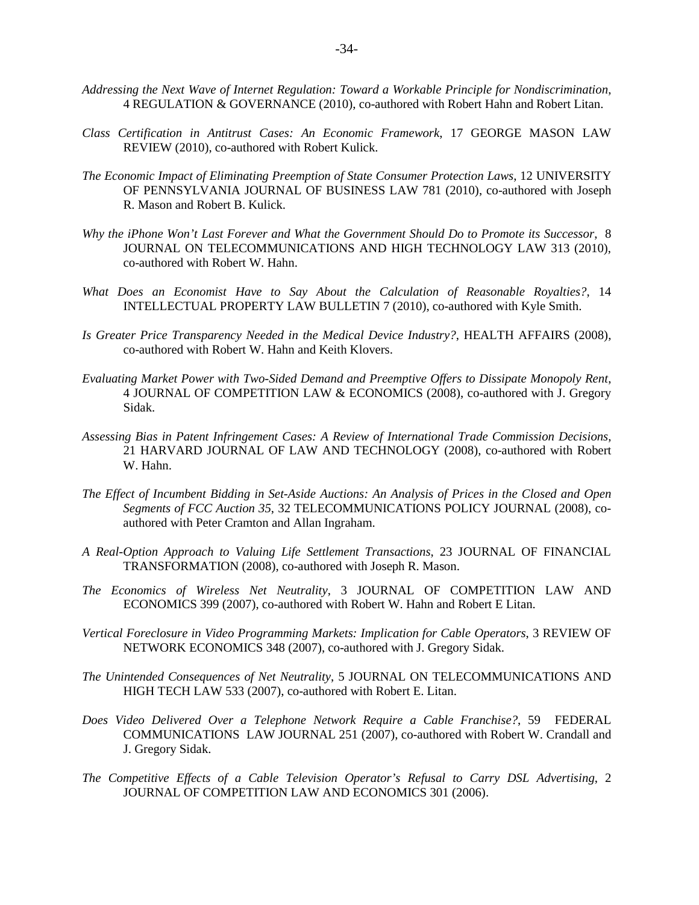*Addressing the Next Wave of Internet Regulation: Toward a Workable Principle for Nondiscrimination*, 4 REGULATION & GOVERNANCE (2010), co-authored with Robert Hahn and Robert Litan.

*Class Certification in Antitrust Cases: An Economic Framework*, 17 GEORGE MASON LAW REVIEW (2010), co-authored with Robert Kulick.

*The Economic Impact of Eliminating Preemption of State Consumer Protection Laws*, 12 UNIVERSITY OF PENNSYLVANIA JOURNAL OF BUSINESS LAW 781 (2010), co-authored with Joseph R. Mason and Robert B. Kulick.

*Why the iPhone Won't Last Forever and What the Government Should Do to Promote its Successor*, 8 JOURNAL ON TELECOMMUNICATIONS AND HIGH TECHNOLOGY LAW 313 (2010), co-authored with Robert W. Hahn.

*What Does an Economist Have to Say About the Calculation of Reasonable Royalties?*, 14 INTELLECTUAL PROPERTY LAW BULLETIN 7 (2010), co-authored with Kyle Smith.

*Is Greater Price Transparency Needed in the Medical Device Industry?*, HEALTH AFFAIRS (2008), co-authored with Robert W. Hahn and Keith Klovers.

*Evaluating Market Power with Two-Sided Demand and Preemptive Offers to Dissipate Monopoly Rent*, 4 JOURNAL OF COMPETITION LAW & ECONOMICS (2008), co-authored with J. Gregory Sidak.

*Assessing Bias in Patent Infringement Cases: A Review of International Trade Commission Decisions*, 21 HARVARD JOURNAL OF LAW AND TECHNOLOGY (2008), co-authored with Robert W. Hahn.

*The Effect of Incumbent Bidding in Set-Aside Auctions: An Analysis of Prices in the Closed and Open Segments of FCC Auction 35*, 32 TELECOMMUNICATIONS POLICY JOURNAL (2008), co-authored with Peter Cramton and Allan Ingraham.

*A Real-Option Approach to Valuing Life Settlement Transactions*, 23 JOURNAL OF FINANCIAL TRANSFORMATION (2008), co-authored with Joseph R. Mason.

*The Economics of Wireless Net Neutrality*, 3 JOURNAL OF COMPETITION LAW AND ECONOMICS 399 (2007), co-authored with Robert W. Hahn and Robert E Litan.

*Vertical Foreclosure in Video Programming Markets: Implication for Cable Operators*, 3 REVIEW OF NETWORK ECONOMICS 348 (2007), co-authored with J. Gregory Sidak.

*The Unintended Consequences of Net Neutrality*, 5 JOURNAL ON TELECOMMUNICATIONS AND HIGH TECH LAW 533 (2007), co-authored with Robert E. Litan.

*Does Video Delivered Over a Telephone Network Require a Cable Franchise?*, 59 FEDERAL COMMUNICATIONS LAW JOURNAL 251 (2007), co-authored with Robert W. Crandall and J. Gregory Sidak.

*The Competitive Effects of a Cable Television Operator's Refusal to Carry DSL Advertising*, 2 JOURNAL OF COMPETITION LAW AND ECONOMICS 301 (2006).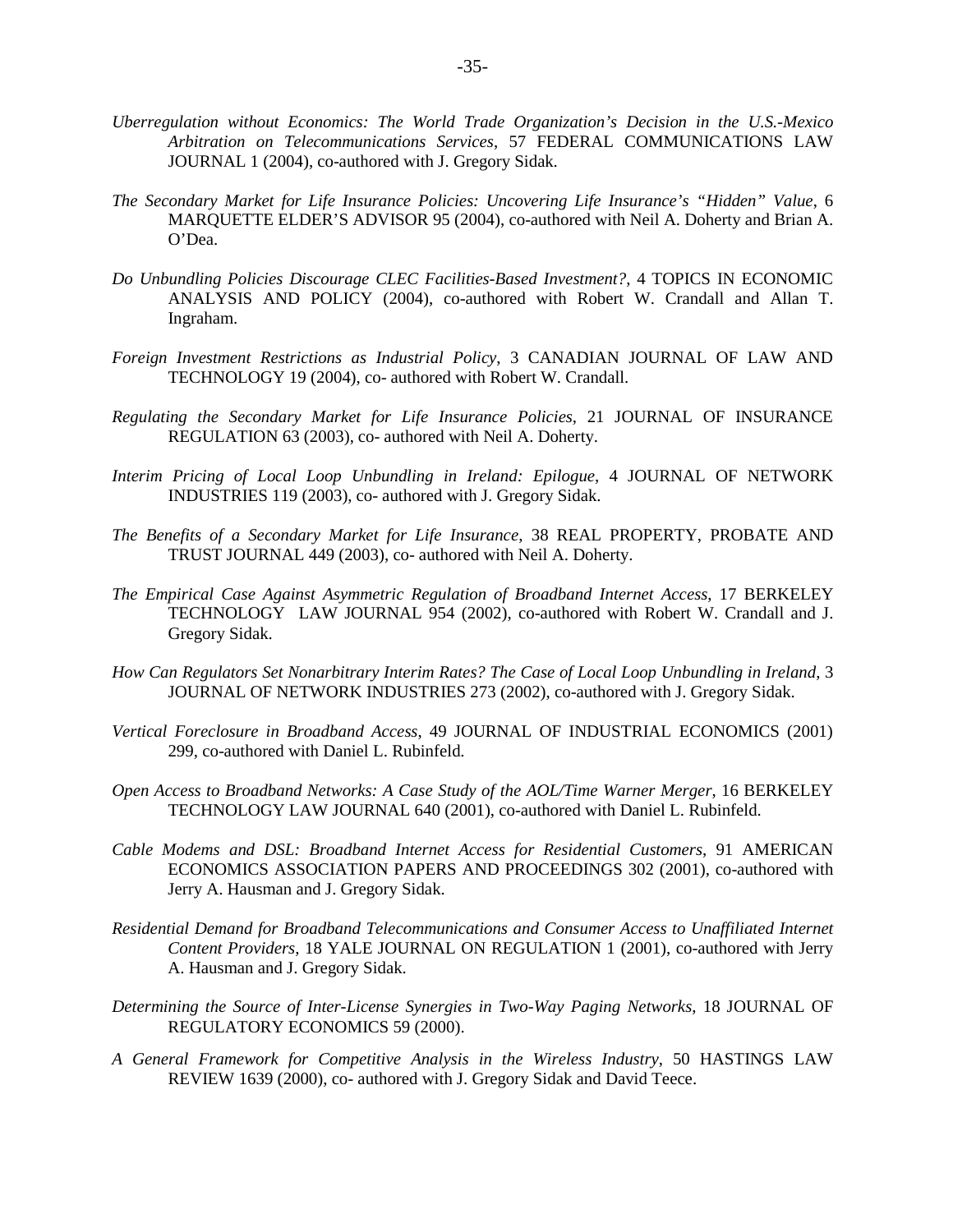*Uberregulation without Economics: The World Trade Organization's Decision in the U.S.-Mexico Arbitration on Telecommunications Services*, 57 FEDERAL COMMUNICATIONS LAW JOURNAL 1 (2004), co-authored with J. Gregory Sidak.

*The Secondary Market for Life Insurance Policies: Uncovering Life Insurance's "Hidden" Value*, 6 MARQUETTE ELDER'S ADVISOR 95 (2004), co-authored with Neil A. Doherty and Brian A. O'Dea.

*Do Unbundling Policies Discourage CLEC Facilities-Based Investment?*, 4 TOPICS IN ECONOMIC ANALYSIS AND POLICY (2004), co-authored with Robert W. Crandall and Allan T. Ingraham.

*Foreign Investment Restrictions as Industrial Policy*, 3 CANADIAN JOURNAL OF LAW AND TECHNOLOGY 19 (2004), co- authored with Robert W. Crandall.

*Regulating the Secondary Market for Life Insurance Policies*, 21 JOURNAL OF INSURANCE REGULATION 63 (2003), co- authored with Neil A. Doherty.

*Interim Pricing of Local Loop Unbundling in Ireland: Epilogue*, 4 JOURNAL OF NETWORK INDUSTRIES 119 (2003), co- authored with J. Gregory Sidak.

*The Benefits of a Secondary Market for Life Insurance*, 38 REAL PROPERTY, PROBATE AND TRUST JOURNAL 449 (2003), co- authored with Neil A. Doherty.

*The Empirical Case Against Asymmetric Regulation of Broadband Internet Access*, 17 BERKELEY TECHNOLOGY LAW JOURNAL 954 (2002), co-authored with Robert W. Crandall and J. Gregory Sidak.

*How Can Regulators Set Nonarbitrary Interim Rates? The Case of Local Loop Unbundling in Ireland*, 3 JOURNAL OF NETWORK INDUSTRIES 273 (2002), co-authored with J. Gregory Sidak.

*Vertical Foreclosure in Broadband Access*, 49 JOURNAL OF INDUSTRIAL ECONOMICS (2001) 299, co-authored with Daniel L. Rubinfeld.

*Open Access to Broadband Networks: A Case Study of the AOL/Time Warner Merger*, 16 BERKELEY TECHNOLOGY LAW JOURNAL 640 (2001), co-authored with Daniel L. Rubinfeld.

*Cable Modems and DSL: Broadband Internet Access for Residential Customers*, 91 AMERICAN ECONOMICS ASSOCIATION PAPERS AND PROCEEDINGS 302 (2001), co-authored with Jerry A. Hausman and J. Gregory Sidak.

*Residential Demand for Broadband Telecommunications and Consumer Access to Unaffiliated Internet Content Providers*, 18 YALE JOURNAL ON REGULATION 1 (2001), co-authored with Jerry A. Hausman and J. Gregory Sidak.

*Determining the Source of Inter-License Synergies in Two-Way Paging Networks*, 18 JOURNAL OF REGULATORY ECONOMICS 59 (2000).

*A General Framework for Competitive Analysis in the Wireless Industry*, 50 HASTINGS LAW REVIEW 1639 (2000), co- authored with J. Gregory Sidak and David Teece.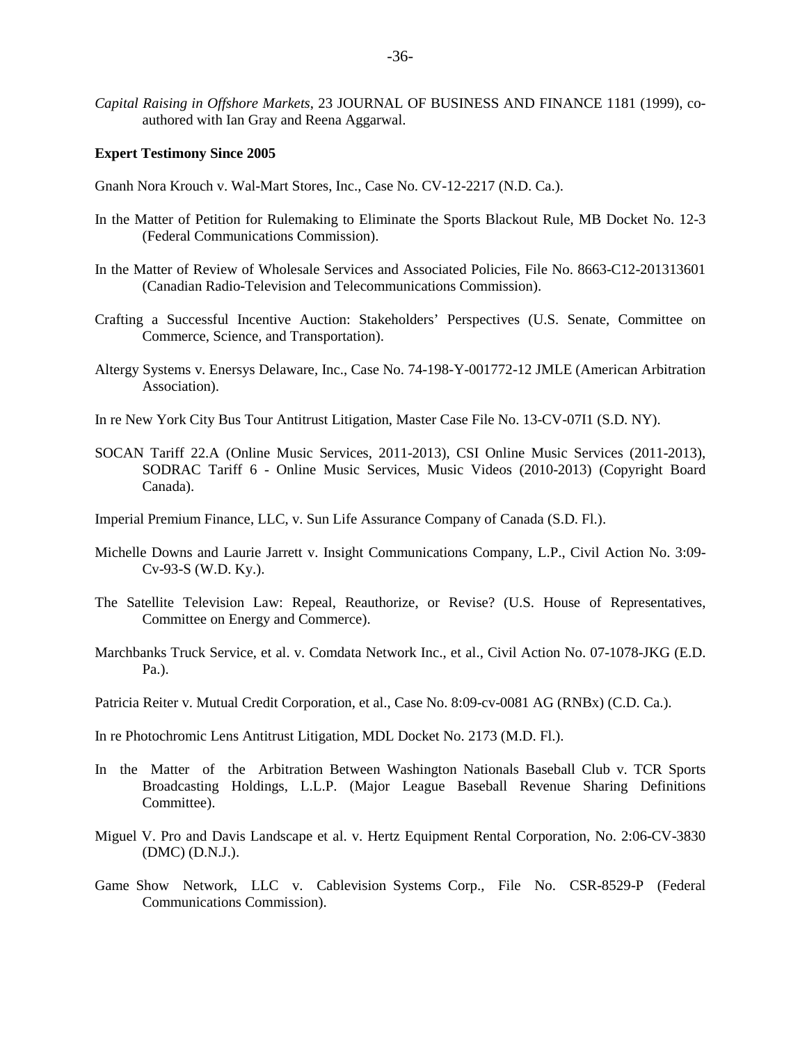*Capital Raising in Offshore Markets*, 23 JOURNAL OF BUSINESS AND FINANCE 1181 (1999), co-authored with Ian Gray and Reena Aggarwal.

**Expert Testimony Since 2005**

Gnanh Nora Krouch v. Wal-Mart Stores, Inc., Case No. CV-12-2217 (N.D. Ca.).

In the Matter of Petition for Rulemaking to Eliminate the Sports Blackout Rule, MB Docket No. 12-3 (Federal Communications Commission).

In the Matter of Review of Wholesale Services and Associated Policies, File No. 8663-C12-201313601 (Canadian Radio-Television and Telecommunications Commission).

Crafting a Successful Incentive Auction: Stakeholders' Perspectives (U.S. Senate, Committee on Commerce, Science, and Transportation).

Altergy Systems v. Enersys Delaware, Inc., Case No. 74-198-Y-001772-12 JMLE (American Arbitration Association).

In re New York City Bus Tour Antitrust Litigation, Master Case File No. 13-CV-07I1 (S.D. NY).

SOCAN Tariff 22.A (Online Music Services, 2011-2013), CSI Online Music Services (2011-2013), SODRAC Tariff 6 - Online Music Services, Music Videos (2010-2013) (Copyright Board Canada).

Imperial Premium Finance, LLC, v. Sun Life Assurance Company of Canada (S.D. Fl.).

Michelle Downs and Laurie Jarrett v. Insight Communications Company, L.P., Civil Action No. 3:09-Cv-93-S (W.D. Ky.).

The Satellite Television Law: Repeal, Reauthorize, or Revise? (U.S. House of Representatives, Committee on Energy and Commerce).

Marchbanks Truck Service, et al. v. Comdata Network Inc., et al., Civil Action No. 07-1078-JKG (E.D. Pa.).

Patricia Reiter v. Mutual Credit Corporation, et al., Case No. 8:09-cv-0081 AG (RNBx) (C.D. Ca.).

In re Photochromic Lens Antitrust Litigation, MDL Docket No. 2173 (M.D. Fl.).

In the Matter of the Arbitration Between Washington Nationals Baseball Club v. TCR Sports Broadcasting Holdings, L.L.P. (Major League Baseball Revenue Sharing Definitions Committee).

Miguel V. Pro and Davis Landscape et al. v. Hertz Equipment Rental Corporation, No. 2:06-CV-3830 (DMC) (D.N.J.).

Game Show Network, LLC v. Cablevision Systems Corp., File No. CSR-8529-P (Federal Communications Commission).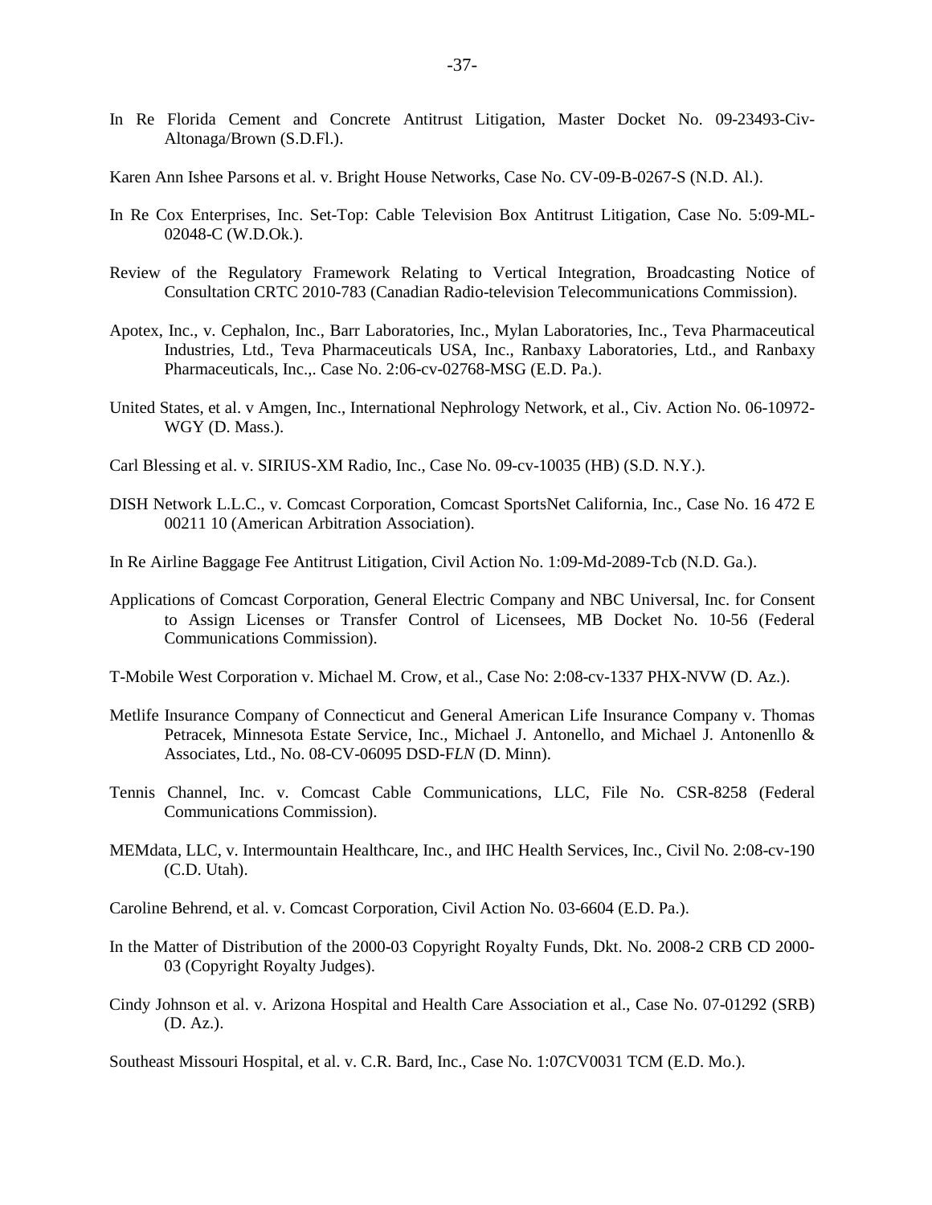In Re Florida Cement and Concrete Antitrust Litigation, Master Docket No. 09-23493-Civ-Altonaga/Brown (S.D.Fl.).

Karen Ann Ishee Parsons et al. v. Bright House Networks, Case No. CV-09-B-0267-S (N.D. Al.).

In Re Cox Enterprises, Inc. Set-Top: Cable Television Box Antitrust Litigation, Case No. 5:09-ML-02048-C (W.D.Ok.).

Review of the Regulatory Framework Relating to Vertical Integration, Broadcasting Notice of Consultation CRTC 2010-783 (Canadian Radio-television Telecommunications Commission).

Apotex, Inc., v. Cephalon, Inc., Barr Laboratories, Inc., Mylan Laboratories, Inc., Teva Pharmaceutical Industries, Ltd., Teva Pharmaceuticals USA, Inc., Ranbaxy Laboratories, Ltd., and Ranbaxy Pharmaceuticals, Inc.,. Case No. 2:06-cv-02768-MSG (E.D. Pa.).

United States, et al. v Amgen, Inc., International Nephrology Network, et al., Civ. Action No. 06-10972-WGY (D. Mass.).

Carl Blessing et al. v. SIRIUS-XM Radio, Inc., Case No. 09-cv-10035 (HB) (S.D. N.Y.).

DISH Network L.L.C., v. Comcast Corporation, Comcast SportsNet California, Inc., Case No. 16 472 E 00211 10 (American Arbitration Association).

In Re Airline Baggage Fee Antitrust Litigation, Civil Action No. 1:09-Md-2089-Tcb (N.D. Ga.).

Applications of Comcast Corporation, General Electric Company and NBC Universal, Inc. for Consent to Assign Licenses or Transfer Control of Licensees, MB Docket No. 10-56 (Federal Communications Commission).

T-Mobile West Corporation v. Michael M. Crow, et al., Case No: 2:08-cv-1337 PHX-NVW (D. Az.).

Metlife Insurance Company of Connecticut and General American Life Insurance Company v. Thomas Petracek, Minnesota Estate Service, Inc., Michael J. Antonello, and Michael J. Antonenllo & Associates, Ltd., No. 08-CV-06095 DSD-F*LN* (D. Minn).

Tennis Channel, Inc. v. Comcast Cable Communications, LLC, File No. CSR-8258 (Federal Communications Commission).

MEMdata, LLC, v. Intermountain Healthcare, Inc., and IHC Health Services, Inc., Civil No. 2:08-cv-190 (C.D. Utah).

Caroline Behrend, et al. v. Comcast Corporation, Civil Action No. 03-6604 (E.D. Pa.).

In the Matter of Distribution of the 2000-03 Copyright Royalty Funds, Dkt. No. 2008-2 CRB CD 2000-03 (Copyright Royalty Judges).

Cindy Johnson et al. v. Arizona Hospital and Health Care Association et al., Case No. 07-01292 (SRB) (D. Az.).

Southeast Missouri Hospital, et al. v. C.R. Bard, Inc., Case No. 1:07CV0031 TCM (E.D. Mo.).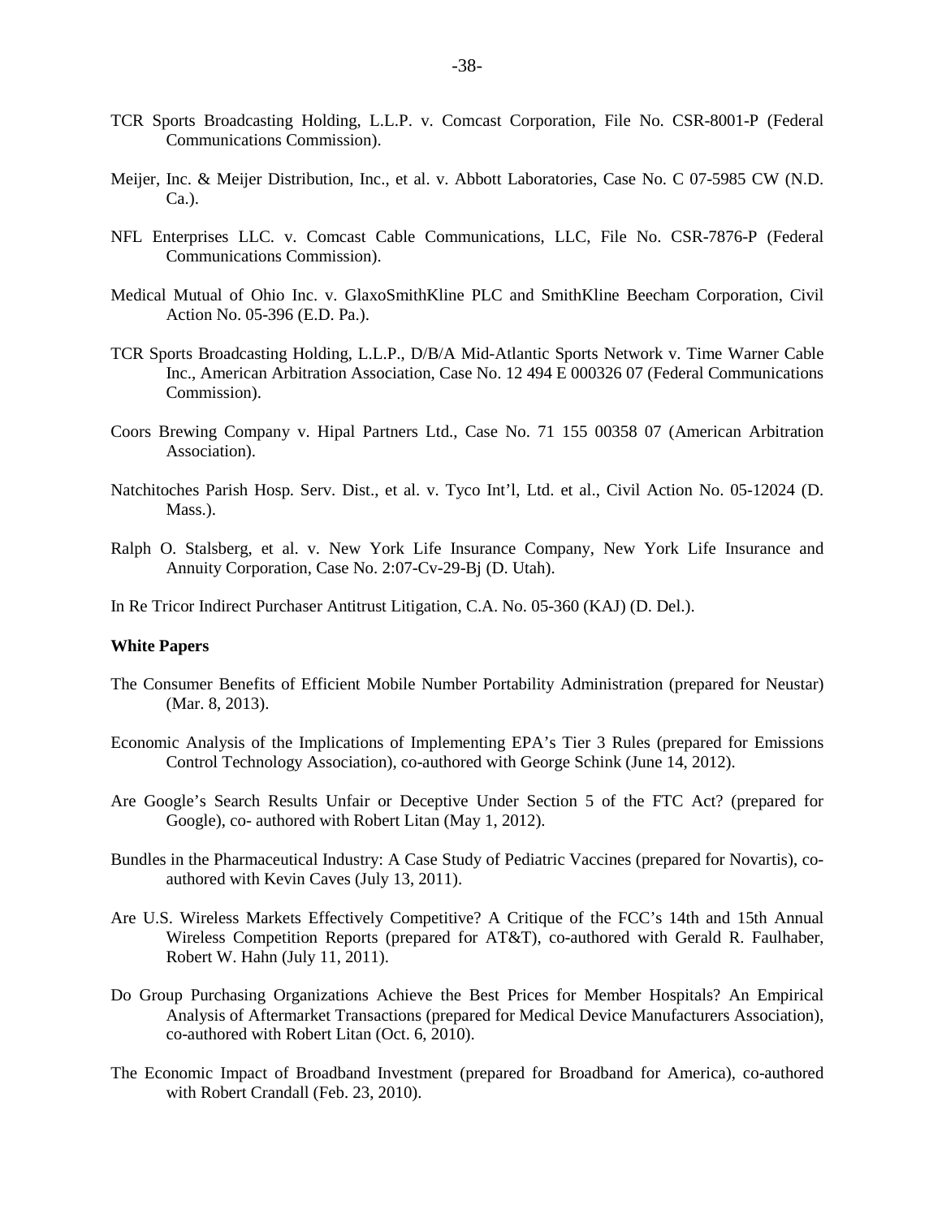TCR Sports Broadcasting Holding, L.L.P. v. Comcast Corporation, File No. CSR-8001-P (Federal Communications Commission).

Meijer, Inc. & Meijer Distribution, Inc., et al. v. Abbott Laboratories, Case No. C 07-5985 CW (N.D. Ca.).

NFL Enterprises LLC. v. Comcast Cable Communications, LLC, File No. CSR-7876-P (Federal Communications Commission).

Medical Mutual of Ohio Inc. v. GlaxoSmithKline PLC and SmithKline Beecham Corporation, Civil Action No. 05-396 (E.D. Pa.).

TCR Sports Broadcasting Holding, L.L.P., D/B/A Mid-Atlantic Sports Network v. Time Warner Cable Inc., American Arbitration Association, Case No. 12 494 E 000326 07 (Federal Communications Commission).

Coors Brewing Company v. Hipal Partners Ltd., Case No. 71 155 00358 07 (American Arbitration Association).

Natchitoches Parish Hosp. Serv. Dist., et al. v. Tyco Int'l, Ltd. et al., Civil Action No. 05-12024 (D. Mass.).

Ralph O. Stalsberg, et al. v. New York Life Insurance Company, New York Life Insurance and Annuity Corporation, Case No. 2:07-Cv-29-Bj (D. Utah).

In Re Tricor Indirect Purchaser Antitrust Litigation, C.A. No. 05-360 (KAJ) (D. Del.).

**White Papers**

The Consumer Benefits of Efficient Mobile Number Portability Administration (prepared for Neustar) (Mar. 8, 2013).

Economic Analysis of the Implications of Implementing EPA's Tier 3 Rules (prepared for Emissions Control Technology Association), co-authored with George Schink (June 14, 2012).

Are Google's Search Results Unfair or Deceptive Under Section 5 of the FTC Act? (prepared for Google), co- authored with Robert Litan (May 1, 2012).

Bundles in the Pharmaceutical Industry: A Case Study of Pediatric Vaccines (prepared for Novartis), co-authored with Kevin Caves (July 13, 2011).

Are U.S. Wireless Markets Effectively Competitive? A Critique of the FCC's 14th and 15th Annual Wireless Competition Reports (prepared for AT&T), co-authored with Gerald R. Faulhaber, Robert W. Hahn (July 11, 2011).

Do Group Purchasing Organizations Achieve the Best Prices for Member Hospitals? An Empirical Analysis of Aftermarket Transactions (prepared for Medical Device Manufacturers Association), co-authored with Robert Litan (Oct. 6, 2010).

The Economic Impact of Broadband Investment (prepared for Broadband for America), co-authored with Robert Crandall (Feb. 23, 2010).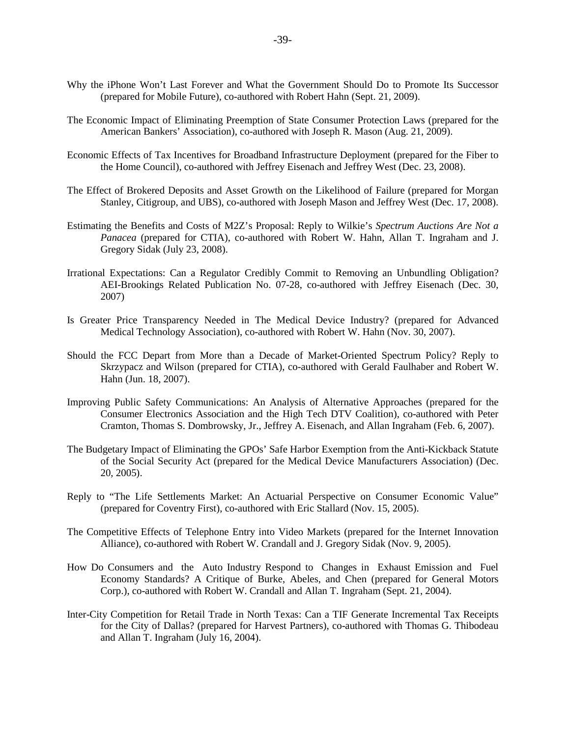Why the iPhone Won't Last Forever and What the Government Should Do to Promote Its Successor (prepared for Mobile Future), co-authored with Robert Hahn (Sept. 21, 2009).

The Economic Impact of Eliminating Preemption of State Consumer Protection Laws (prepared for the American Bankers' Association), co-authored with Joseph R. Mason (Aug. 21, 2009).

Economic Effects of Tax Incentives for Broadband Infrastructure Deployment (prepared for the Fiber to the Home Council), co-authored with Jeffrey Eisenach and Jeffrey West (Dec. 23, 2008).

The Effect of Brokered Deposits and Asset Growth on the Likelihood of Failure (prepared for Morgan Stanley, Citigroup, and UBS), co-authored with Joseph Mason and Jeffrey West (Dec. 17, 2008).

Estimating the Benefits and Costs of M2Z's Proposal: Reply to Wilkie's *Spectrum Auctions Are Not a Panacea* (prepared for CTIA), co-authored with Robert W. Hahn, Allan T. Ingraham and J. Gregory Sidak (July 23, 2008).

Irrational Expectations: Can a Regulator Credibly Commit to Removing an Unbundling Obligation? AEI-Brookings Related Publication No. 07-28, co-authored with Jeffrey Eisenach (Dec. 30, 2007)

Is Greater Price Transparency Needed in The Medical Device Industry? (prepared for Advanced Medical Technology Association), co-authored with Robert W. Hahn (Nov. 30, 2007).

Should the FCC Depart from More than a Decade of Market-Oriented Spectrum Policy? Reply to Skrzypacz and Wilson (prepared for CTIA), co-authored with Gerald Faulhaber and Robert W. Hahn (Jun. 18, 2007).

Improving Public Safety Communications: An Analysis of Alternative Approaches (prepared for the Consumer Electronics Association and the High Tech DTV Coalition), co-authored with Peter Cramton, Thomas S. Dombrowsky, Jr., Jeffrey A. Eisenach, and Allan Ingraham (Feb. 6, 2007).

The Budgetary Impact of Eliminating the GPOs' Safe Harbor Exemption from the Anti-Kickback Statute of the Social Security Act (prepared for the Medical Device Manufacturers Association) (Dec. 20, 2005).

Reply to "The Life Settlements Market: An Actuarial Perspective on Consumer Economic Value" (prepared for Coventry First), co-authored with Eric Stallard (Nov. 15, 2005).

The Competitive Effects of Telephone Entry into Video Markets (prepared for the Internet Innovation Alliance), co-authored with Robert W. Crandall and J. Gregory Sidak (Nov. 9, 2005).

How Do Consumers and the Auto Industry Respond to Changes in Exhaust Emission and Fuel Economy Standards? A Critique of Burke, Abeles, and Chen (prepared for General Motors Corp.), co-authored with Robert W. Crandall and Allan T. Ingraham (Sept. 21, 2004).

Inter-City Competition for Retail Trade in North Texas: Can a TIF Generate Incremental Tax Receipts for the City of Dallas? (prepared for Harvest Partners), co-authored with Thomas G. Thibodeau and Allan T. Ingraham (July 16, 2004).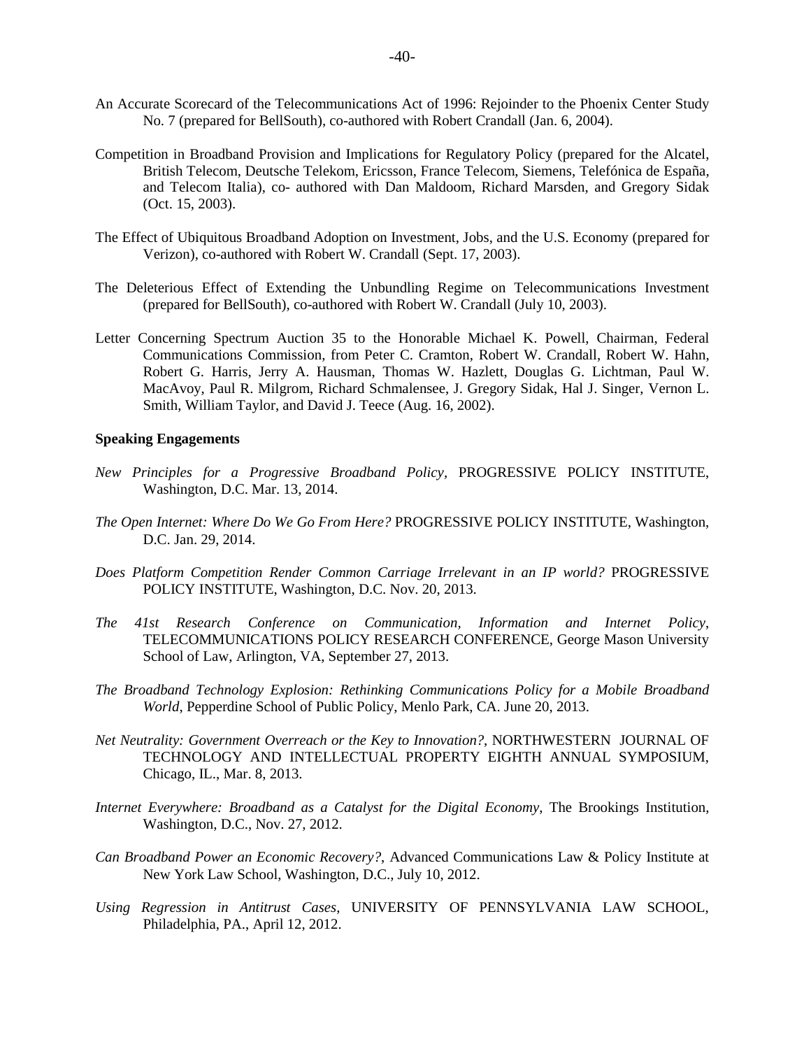An Accurate Scorecard of the Telecommunications Act of 1996: Rejoinder to the Phoenix Center Study No. 7 (prepared for BellSouth), co-authored with Robert Crandall (Jan. 6, 2004).

Competition in Broadband Provision and Implications for Regulatory Policy (prepared for the Alcatel, British Telecom, Deutsche Telekom, Ericsson, France Telecom, Siemens, Telefónica de España, and Telecom Italia), co- authored with Dan Maldoom, Richard Marsden, and Gregory Sidak (Oct. 15, 2003).

The Effect of Ubiquitous Broadband Adoption on Investment, Jobs, and the U.S. Economy (prepared for Verizon), co-authored with Robert W. Crandall (Sept. 17, 2003).

The Deleterious Effect of Extending the Unbundling Regime on Telecommunications Investment (prepared for BellSouth), co-authored with Robert W. Crandall (July 10, 2003).

Letter Concerning Spectrum Auction 35 to the Honorable Michael K. Powell, Chairman, Federal Communications Commission, from Peter C. Cramton, Robert W. Crandall, Robert W. Hahn, Robert G. Harris, Jerry A. Hausman, Thomas W. Hazlett, Douglas G. Lichtman, Paul W. MacAvoy, Paul R. Milgrom, Richard Schmalensee, J. Gregory Sidak, Hal J. Singer, Vernon L. Smith, William Taylor, and David J. Teece (Aug. 16, 2002).

**Speaking Engagements**

*New Principles for a Progressive Broadband Policy*, PROGRESSIVE POLICY INSTITUTE, Washington, D.C. Mar. 13, 2014.

*The Open Internet: Where Do We Go From Here?* PROGRESSIVE POLICY INSTITUTE, Washington, D.C. Jan. 29, 2014.

*Does Platform Competition Render Common Carriage Irrelevant in an IP world?* PROGRESSIVE POLICY INSTITUTE, Washington, D.C. Nov. 20, 2013.

*The 41st Research Conference on Communication, Information and Internet Policy*, TELECOMMUNICATIONS POLICY RESEARCH CONFERENCE, George Mason University School of Law, Arlington, VA, September 27, 2013.

*The Broadband Technology Explosion: Rethinking Communications Policy for a Mobile Broadband World*, Pepperdine School of Public Policy, Menlo Park, CA. June 20, 2013.

*Net Neutrality: Government Overreach or the Key to Innovation?*, NORTHWESTERN JOURNAL OF TECHNOLOGY AND INTELLECTUAL PROPERTY EIGHTH ANNUAL SYMPOSIUM, Chicago, IL., Mar. 8, 2013.

*Internet Everywhere: Broadband as a Catalyst for the Digital Economy*, The Brookings Institution, Washington, D.C., Nov. 27, 2012.

*Can Broadband Power an Economic Recovery?*, Advanced Communications Law & Policy Institute at New York Law School, Washington, D.C., July 10, 2012.

*Using Regression in Antitrust Cases*, UNIVERSITY OF PENNSYLVANIA LAW SCHOOL, Philadelphia, PA., April 12, 2012.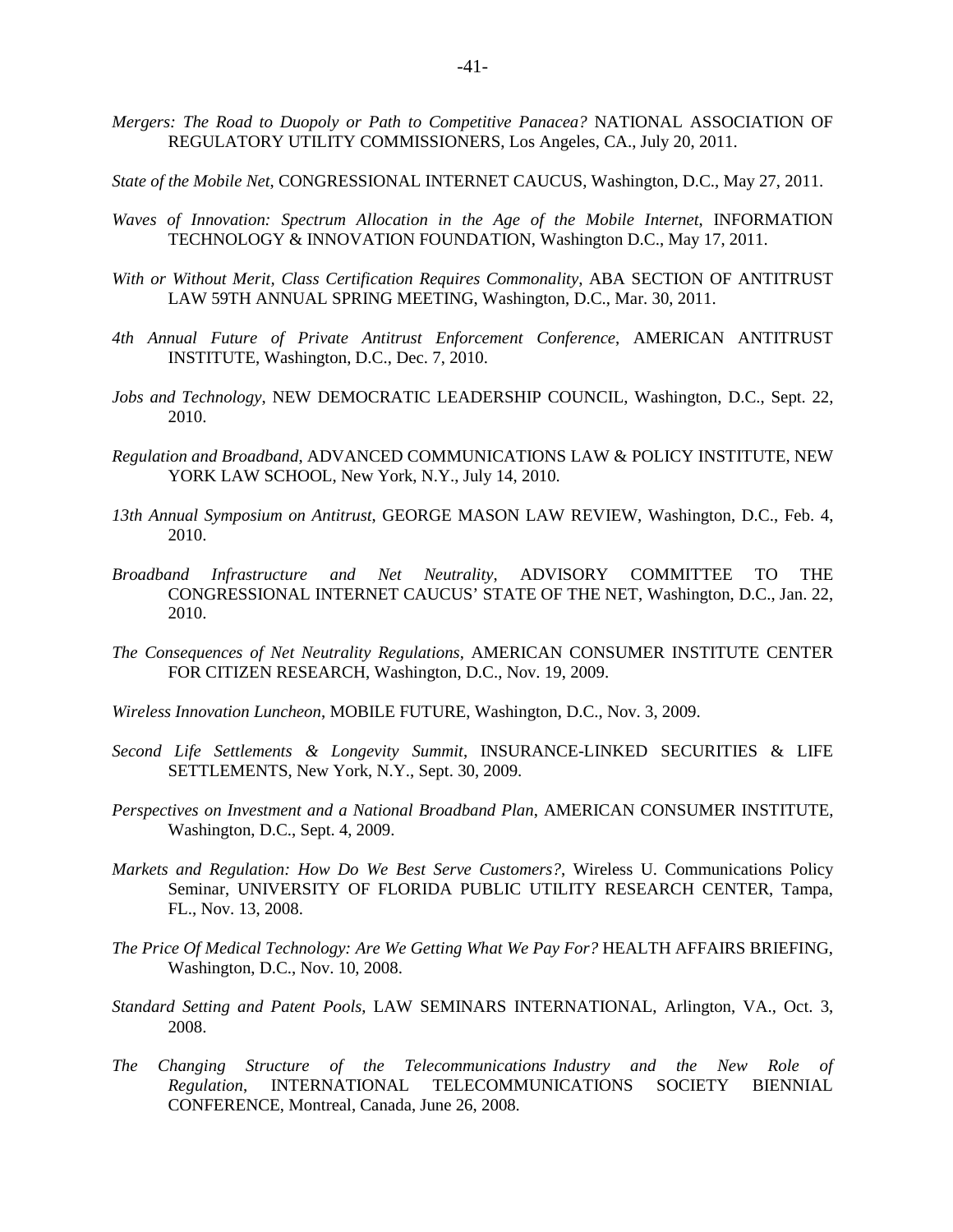*Mergers: The Road to Duopoly or Path to Competitive Panacea?* NATIONAL ASSOCIATION OF REGULATORY UTILITY COMMISSIONERS, Los Angeles, CA., July 20, 2011.

*State of the Mobile Net*, CONGRESSIONAL INTERNET CAUCUS, Washington, D.C., May 27, 2011.

*Waves of Innovation: Spectrum Allocation in the Age of the Mobile Internet*, INFORMATION TECHNOLOGY & INNOVATION FOUNDATION, Washington D.C., May 17, 2011.

*With or Without Merit, Class Certification Requires Commonality*, ABA SECTION OF ANTITRUST LAW 59TH ANNUAL SPRING MEETING, Washington, D.C., Mar. 30, 2011.

*4th Annual Future of Private Antitrust Enforcement Conference*, AMERICAN ANTITRUST INSTITUTE, Washington, D.C., Dec. 7, 2010.

*Jobs and Technology*, NEW DEMOCRATIC LEADERSHIP COUNCIL, Washington, D.C., Sept. 22, 2010.

*Regulation and Broadband*, ADVANCED COMMUNICATIONS LAW & POLICY INSTITUTE, NEW YORK LAW SCHOOL, New York, N.Y., July 14, 2010.

*13th Annual Symposium on Antitrust*, GEORGE MASON LAW REVIEW, Washington, D.C., Feb. 4, 2010.

*Broadband Infrastructure and Net Neutrality*, ADVISORY COMMITTEE TO THE CONGRESSIONAL INTERNET CAUCUS' STATE OF THE NET, Washington, D.C., Jan. 22, 2010.

*The Consequences of Net Neutrality Regulations*, AMERICAN CONSUMER INSTITUTE CENTER FOR CITIZEN RESEARCH, Washington, D.C., Nov. 19, 2009.

*Wireless Innovation Luncheon*, MOBILE FUTURE, Washington, D.C., Nov. 3, 2009.

*Second Life Settlements & Longevity Summit*, INSURANCE-LINKED SECURITIES & LIFE SETTLEMENTS, New York, N.Y., Sept. 30, 2009.

*Perspectives on Investment and a National Broadband Plan*, AMERICAN CONSUMER INSTITUTE, Washington, D.C., Sept. 4, 2009.

*Markets and Regulation: How Do We Best Serve Customers?*, Wireless U. Communications Policy Seminar, UNIVERSITY OF FLORIDA PUBLIC UTILITY RESEARCH CENTER, Tampa, FL., Nov. 13, 2008.

*The Price Of Medical Technology: Are We Getting What We Pay For?* HEALTH AFFAIRS BRIEFING, Washington, D.C., Nov. 10, 2008.

*Standard Setting and Patent Pools*, LAW SEMINARS INTERNATIONAL, Arlington, VA., Oct. 3, 2008.

*The Changing Structure of the Telecommunications Industry and the New Role of Regulation*, INTERNATIONAL TELECOMMUNICATIONS SOCIETY BIENNIAL CONFERENCE, Montreal, Canada, June 26, 2008.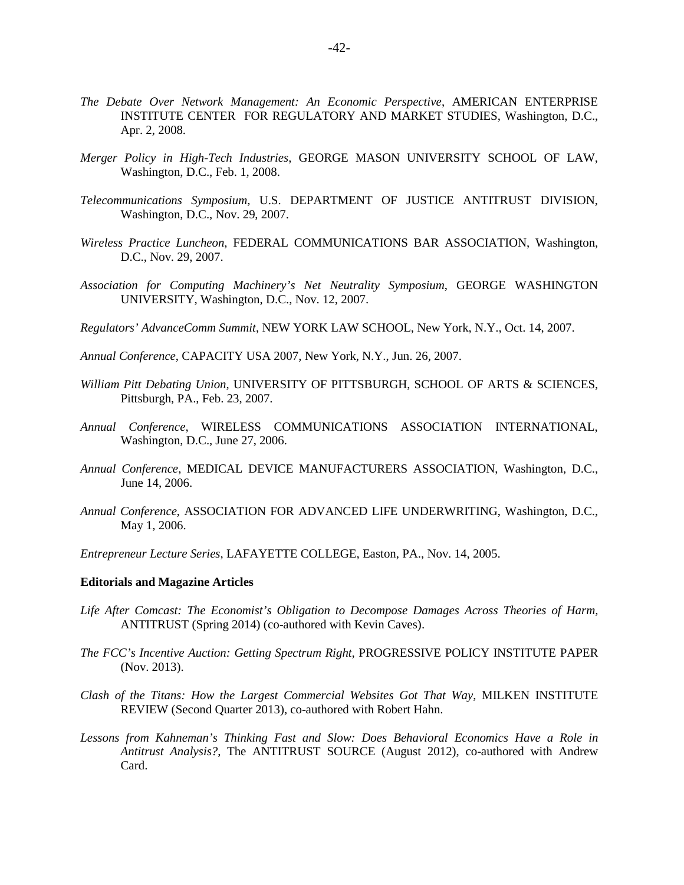*The Debate Over Network Management: An Economic Perspective*, AMERICAN ENTERPRISE INSTITUTE CENTER FOR REGULATORY AND MARKET STUDIES, Washington, D.C., Apr. 2, 2008.

*Merger Policy in High-Tech Industries*, GEORGE MASON UNIVERSITY SCHOOL OF LAW, Washington, D.C., Feb. 1, 2008.

*Telecommunications Symposium*, U.S. DEPARTMENT OF JUSTICE ANTITRUST DIVISION, Washington, D.C., Nov. 29, 2007.

*Wireless Practice Luncheon*, FEDERAL COMMUNICATIONS BAR ASSOCIATION, Washington, D.C., Nov. 29, 2007.

*Association for Computing Machinery's Net Neutrality Symposium*, GEORGE WASHINGTON UNIVERSITY, Washington, D.C., Nov. 12, 2007.

*Regulators' AdvanceComm Summit*, NEW YORK LAW SCHOOL, New York, N.Y., Oct. 14, 2007.

*Annual Conference*, CAPACITY USA 2007, New York, N.Y., Jun. 26, 2007.

*William Pitt Debating Union*, UNIVERSITY OF PITTSBURGH, SCHOOL OF ARTS & SCIENCES, Pittsburgh, PA., Feb. 23, 2007.

*Annual Conference*, WIRELESS COMMUNICATIONS ASSOCIATION INTERNATIONAL, Washington, D.C., June 27, 2006.

*Annual Conference*, MEDICAL DEVICE MANUFACTURERS ASSOCIATION, Washington, D.C., June 14, 2006.

*Annual Conference*, ASSOCIATION FOR ADVANCED LIFE UNDERWRITING, Washington, D.C., May 1, 2006.

*Entrepreneur Lecture Series*, LAFAYETTE COLLEGE, Easton, PA., Nov. 14, 2005.

**Editorials and Magazine Articles**

*Life After Comcast: The Economist's Obligation to Decompose Damages Across Theories of Harm*, ANTITRUST (Spring 2014) (co-authored with Kevin Caves).

*The FCC's Incentive Auction: Getting Spectrum Right*, PROGRESSIVE POLICY INSTITUTE PAPER (Nov. 2013).

*Clash of the Titans: How the Largest Commercial Websites Got That Way*, MILKEN INSTITUTE REVIEW (Second Quarter 2013), co-authored with Robert Hahn.

*Lessons from Kahneman's Thinking Fast and Slow: Does Behavioral Economics Have a Role in Antitrust Analysis?*, The ANTITRUST SOURCE (August 2012), co-authored with Andrew Card.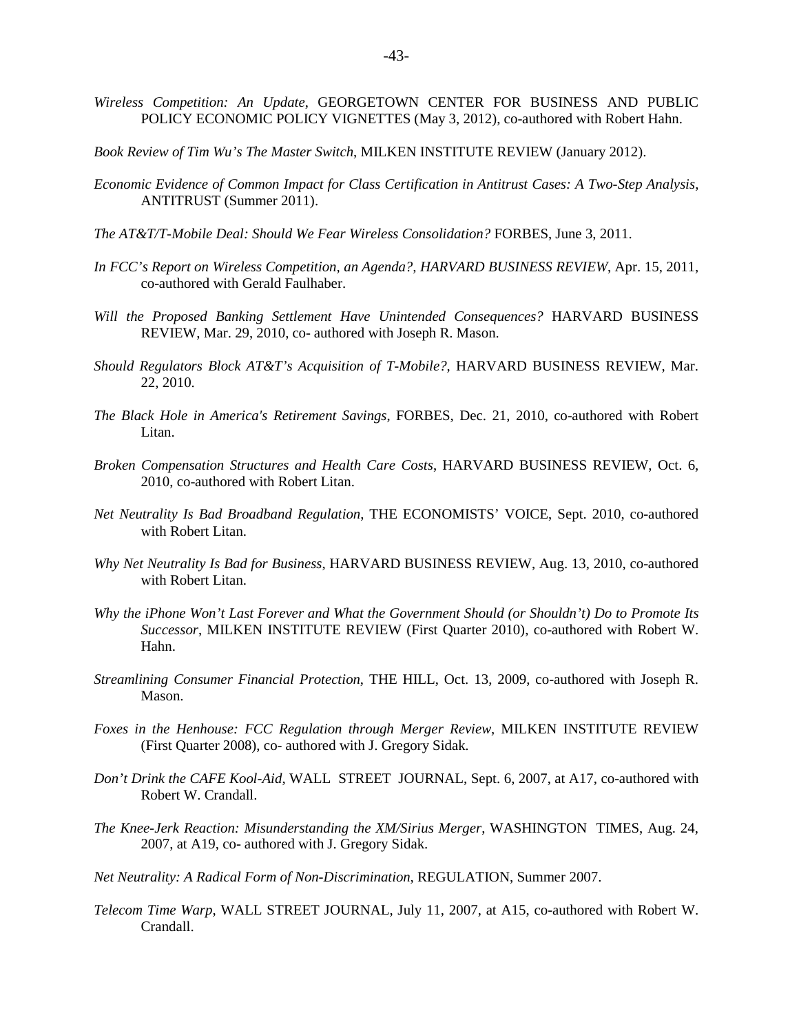*Wireless Competition: An Update*, GEORGETOWN CENTER FOR BUSINESS AND PUBLIC POLICY ECONOMIC POLICY VIGNETTES (May 3, 2012), co-authored with Robert Hahn.

*Book Review of Tim Wu's The Master Switch*, MILKEN INSTITUTE REVIEW (January 2012).

*Economic Evidence of Common Impact for Class Certification in Antitrust Cases: A Two-Step Analysis*, ANTITRUST (Summer 2011).

*The AT&T/T-Mobile Deal: Should We Fear Wireless Consolidation?* FORBES, June 3, 2011.

*In FCC's Report on Wireless Competition, an Agenda?, HARVARD BUSINESS REVIEW*, Apr. 15, 2011, co-authored with Gerald Faulhaber.

*Will the Proposed Banking Settlement Have Unintended Consequences?* HARVARD BUSINESS REVIEW, Mar. 29, 2010, co- authored with Joseph R. Mason.

*Should Regulators Block AT&T's Acquisition of T-Mobile?*, HARVARD BUSINESS REVIEW, Mar. 22, 2010.

*The Black Hole in America's Retirement Savings*, FORBES, Dec. 21, 2010, co-authored with Robert Litan.

*Broken Compensation Structures and Health Care Costs*, HARVARD BUSINESS REVIEW, Oct. 6, 2010, co-authored with Robert Litan.

*Net Neutrality Is Bad Broadband Regulation*, THE ECONOMISTS' VOICE, Sept. 2010, co-authored with Robert Litan.

*Why Net Neutrality Is Bad for Business*, HARVARD BUSINESS REVIEW, Aug. 13, 2010, co-authored with Robert Litan.

*Why the iPhone Won't Last Forever and What the Government Should (or Shouldn't) Do to Promote Its Successor*, MILKEN INSTITUTE REVIEW (First Quarter 2010), co-authored with Robert W. Hahn.

*Streamlining Consumer Financial Protection*, THE HILL, Oct. 13, 2009, co-authored with Joseph R. Mason.

*Foxes in the Henhouse: FCC Regulation through Merger Review*, MILKEN INSTITUTE REVIEW (First Quarter 2008), co- authored with J. Gregory Sidak.

*Don't Drink the CAFE Kool-Aid*, WALL STREET JOURNAL, Sept. 6, 2007, at A17, co-authored with Robert W. Crandall.

*The Knee-Jerk Reaction: Misunderstanding the XM/Sirius Merger*, WASHINGTON TIMES, Aug. 24, 2007, at A19, co- authored with J. Gregory Sidak.

*Net Neutrality: A Radical Form of Non-Discrimination*, REGULATION, Summer 2007.

*Telecom Time Warp*, WALL STREET JOURNAL, July 11, 2007, at A15, co-authored with Robert W. Crandall.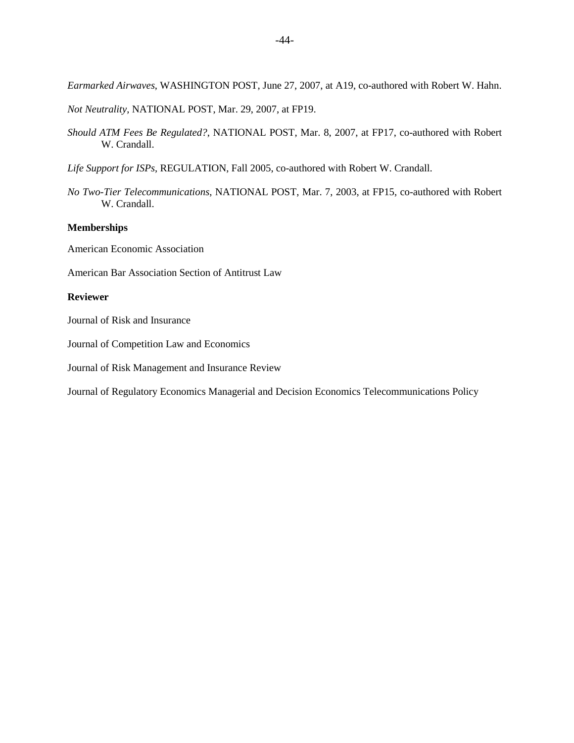*Earmarked Airwaves*, WASHINGTON POST, June 27, 2007, at A19, co-authored with Robert W. Hahn.

*Not Neutrality*, NATIONAL POST, Mar. 29, 2007, at FP19.

*Should ATM Fees Be Regulated?*, NATIONAL POST, Mar. 8, 2007, at FP17, co-authored with Robert W. Crandall.

*Life Support for ISPs*, REGULATION, Fall 2005, co-authored with Robert W. Crandall.

*No Two-Tier Telecommunications*, NATIONAL POST, Mar. 7, 2003, at FP15, co-authored with Robert W. Crandall.

**Memberships**

American Economic Association

American Bar Association Section of Antitrust Law

**Reviewer**

Journal of Risk and Insurance

Journal of Competition Law and Economics

Journal of Risk Management and Insurance Review

Journal of Regulatory Economics Managerial and Decision Economics Telecommunications Policy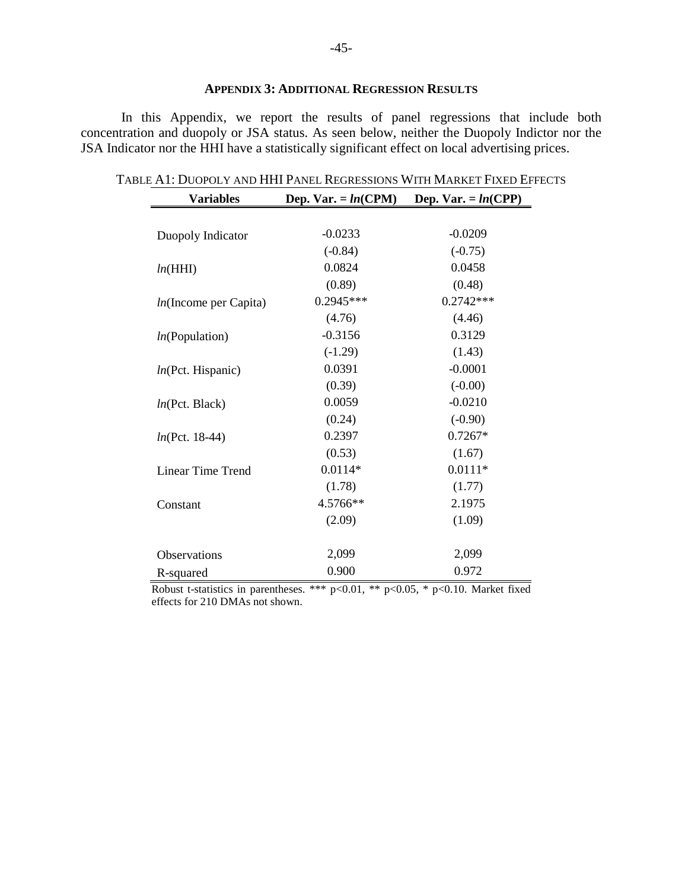## APPENDIX 3: ADDITIONAL REGRESSION RESULTS

In this Appendix, we report the results of panel regressions that include both concentration and duopoly or JSA status. As seen below, neither the Duopoly Indictor nor the JSA Indicator nor the HHI have a statistically significant effect on local advertising prices.

TABLE A1: DUOPOLY AND HHI PANEL REGRESSIONS WITH MARKET FIXED EFFECTS

| Variables | Dep. Var. = *ln*(CPM) | Dep. Var. = *ln*(CPP) |
|---|---|---|
| Duopoly Indicator | -0.0233 | -0.0209 |
| | (-0.84) | (-0.75) |
| *ln*(HHI) | 0.0824 | 0.0458 |
| | (0.89) | (0.48) |
| *ln*(Income per Capita) | 0.2945*** | 0.2742*** |
| | (4.76) | (4.46) |
| *ln*(Population) | -0.3156 | 0.3129 |
| | (-1.29) | (1.43) |
| *ln*(Pct. Hispanic) | 0.0391 | -0.0001 |
| | (0.39) | (-0.00) |
| *ln*(Pct. Black) | 0.0059 | -0.0210 |
| | (0.24) | (-0.90) |
| *ln*(Pct. 18-44) | 0.2397 | 0.7267* |
| | (0.53) | (1.67) |
| Linear Time Trend | 0.0114* | 0.0111* |
| | (1.78) | (1.77) |
| Constant | 4.5766** | 2.1975 |
| | (2.09) | (1.09) |
| Observations | 2,099 | 2,099 |
| R-squared | 0.900 | 0.972 |

Robust t-statistics in parentheses. *** $p<0.01$, ** $p<0.05$, * $p<0.10$. Market fixed effects for 210 DMAs not shown.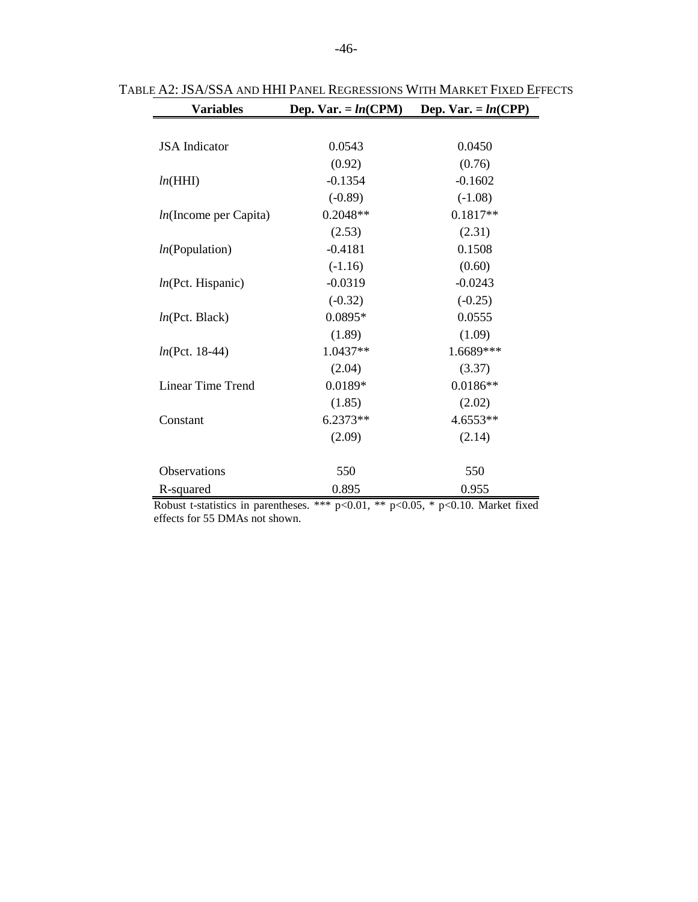TABLE A2: JSA/SSA AND HHI PANEL REGRESSIONS WITH MARKET FIXED EFFECTS

| **Variables** | **Dep. Var. = *ln*(CPM)** | **Dep. Var. = *ln*(CPP)** |
|---|---|---|
| JSA Indicator | 0.0543 | 0.0450 |
| | (0.92) | (0.76) |
| *ln*(HHI) | -0.1354 | -0.1602 |
| | (-0.89) | (-1.08) |
| *ln*(Income per Capita) | 0.2048** | 0.1817** |
| | (2.53) | (2.31) |
| *ln*(Population) | -0.4181 | 0.1508 |
| | (-1.16) | (0.60) |
| *ln*(Pct. Hispanic) | -0.0319 | -0.0243 |
| | (-0.32) | (-0.25) |
| *ln*(Pct. Black) | 0.0895* | 0.0555 |
| | (1.89) | (1.09) |
| *ln*(Pct. 18-44) | 1.0437** | 1.6689*** |
| | (2.04) | (3.37) |
| Linear Time Trend | 0.0189* | 0.0186** |
| | (1.85) | (2.02) |
| Constant | 6.2373** | 4.6553** |
| | (2.09) | (2.14) |
| Observations | 550 | 550 |
| R-squared | 0.895 | 0.955 |

Robust t-statistics in parentheses. *** $p<0.01$, ** $p<0.05$, * $p<0.10$. Market fixed effects for 55 DMAs not shown.